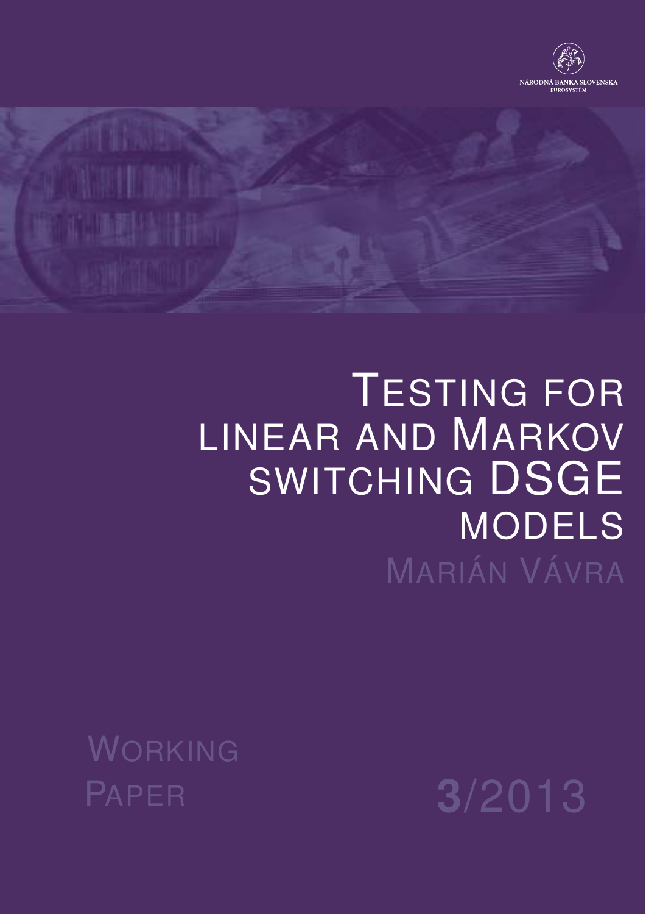NÁRODNÁ BANKA SLOVENSKA
EUROSYSTÉM

# Testing for linear and Markov switching DSGE models

Marián Vávra

Working Paper 3/2013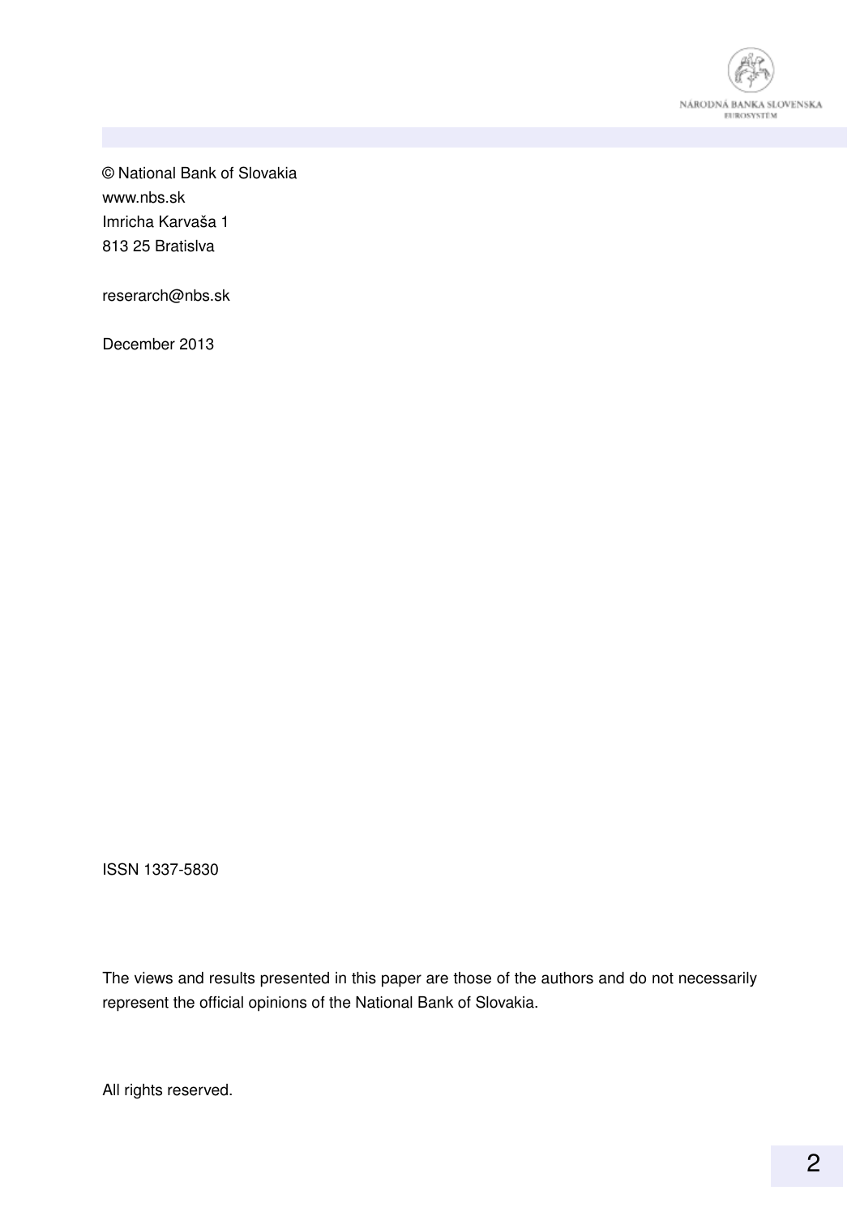© National Bank of Slovakia
www.nbs.sk
Imricha Karvaša 1
813 25 Bratislva

reserarch@nbs.sk

December 2013

ISSN 1337-5830

The views and results presented in this paper are those of the authors and do not necessarily represent the official opinions of the National Bank of Slovakia.

All rights reserved.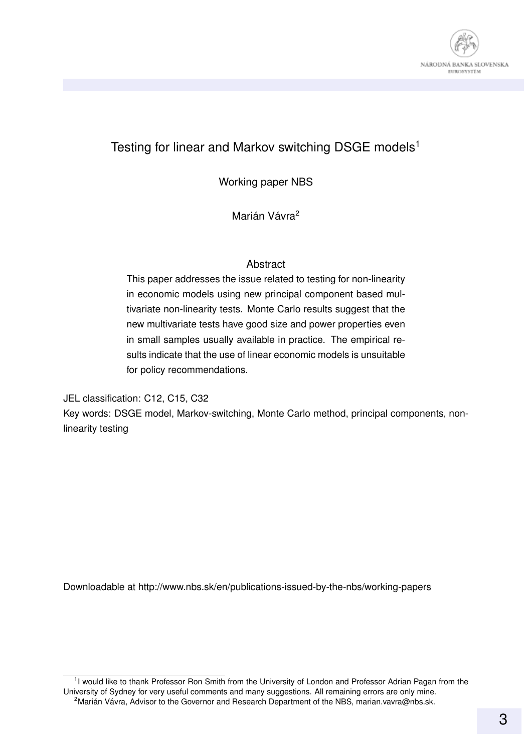# Testing for linear and Markov switching DSGE models[1]

Working paper NBS

Marián Vávra[2]

## Abstract

This paper addresses the issue related to testing for non-linearity in economic models using new principal component based multivariate non-linearity tests. Monte Carlo results suggest that the new multivariate tests have good size and power properties even in small samples usually available in practice. The empirical results indicate that the use of linear economic models is unsuitable for policy recommendations.

JEL classification: C12, C15, C32

Key words: DSGE model, Markov-switching, Monte Carlo method, principal components, non-linearity testing

Downloadable at http://www.nbs.sk/en/publications-issued-by-the-nbs/working-papers

[1] I would like to thank Professor Ron Smith from the University of London and Professor Adrian Pagan from the University of Sydney for very useful comments and many suggestions. All remaining errors are only mine.

[2] Marián Vávra, Advisor to the Governor and Research Department of the NBS, marian.vavra@nbs.sk.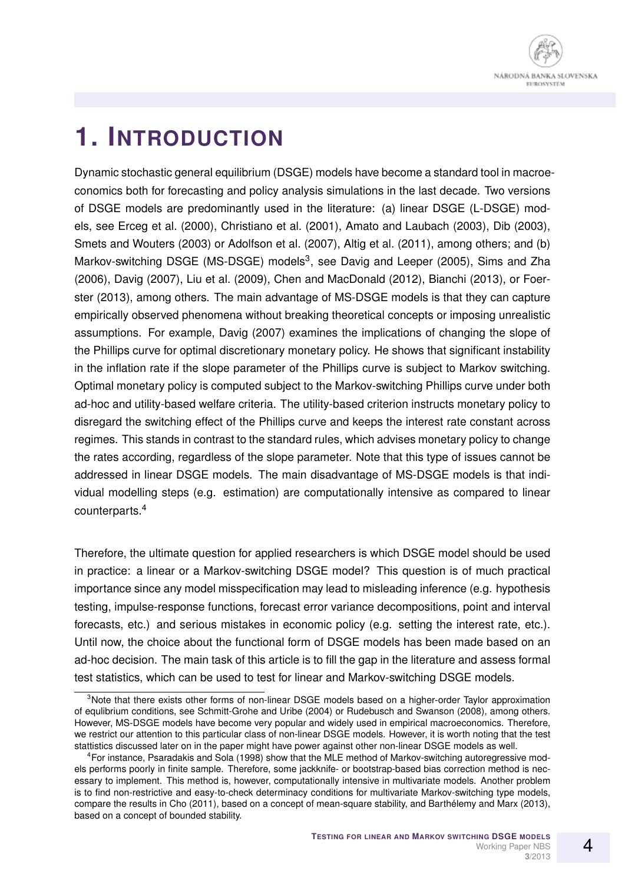# 1. Introduction

Dynamic stochastic general equilibrium (DSGE) models have become a standard tool in macroeconomics both for forecasting and policy analysis simulations in the last decade. Two versions of DSGE models are predominantly used in the literature: (a) linear DSGE (L-DSGE) models, see Erceg et al. (2000), Christiano et al. (2001), Amato and Laubach (2003), Dib (2003), Smets and Wouters (2003) or Adolfson et al. (2007), Altig et al. (2011), among others; and (b) Markov-switching DSGE (MS-DSGE) models[3], see Davig and Leeper (2005), Sims and Zha (2006), Davig (2007), Liu et al. (2009), Chen and MacDonald (2012), Bianchi (2013), or Foerster (2013), among others. The main advantage of MS-DSGE models is that they can capture empirically observed phenomena without breaking theoretical concepts or imposing unrealistic assumptions. For example, Davig (2007) examines the implications of changing the slope of the Phillips curve for optimal discretionary monetary policy. He shows that significant instability in the inflation rate if the slope parameter of the Phillips curve is subject to Markov switching. Optimal monetary policy is computed subject to the Markov-switching Phillips curve under both ad-hoc and utility-based welfare criteria. The utility-based criterion instructs monetary policy to disregard the switching effect of the Phillips curve and keeps the interest rate constant across regimes. This stands in contrast to the standard rules, which advises monetary policy to change the rates according, regardless of the slope parameter. Note that this type of issues cannot be addressed in linear DSGE models. The main disadvantage of MS-DSGE models is that individual modelling steps (e.g. estimation) are computationally intensive as compared to linear counterparts.[4]

Therefore, the ultimate question for applied researchers is which DSGE model should be used in practice: a linear or a Markov-switching DSGE model? This question is of much practical importance since any model misspecification may lead to misleading inference (e.g. hypothesis testing, impulse-response functions, forecast error variance decompositions, point and interval forecasts, etc.) and serious mistakes in economic policy (e.g. setting the interest rate, etc.). Until now, the choice about the functional form of DSGE models has been made based on an ad-hoc decision. The main task of this article is to fill the gap in the literature and assess formal test statistics, which can be used to test for linear and Markov-switching DSGE models.

[3] Note that there exists other forms of non-linear DSGE models based on a higher-order Taylor approximation of equlibrium conditions, see Schmitt-Grohe and Uribe (2004) or Rudebusch and Swanson (2008), among others. However, MS-DSGE models have become very popular and widely used in empirical macroeconomics. Therefore, we restrict our attention to this particular class of non-linear DSGE models. However, it is worth noting that the test stattistics discussed later on in the paper might have power against other non-linear DSGE models as well.

[4] For instance, Psaradakis and Sola (1998) show that the MLE method of Markov-switching autoregressive models performs poorly in finite sample. Therefore, some jackknife- or bootstrap-based bias correction method is necessary to implement. This method is, however, computationally intensive in multivariate models. Another problem is to find non-restrictive and easy-to-check determinacy conditions for multivariate Markov-switching type models, compare the results in Cho (2011), based on a concept of mean-square stability, and Barthélemy and Marx (2013), based on a concept of bounded stability.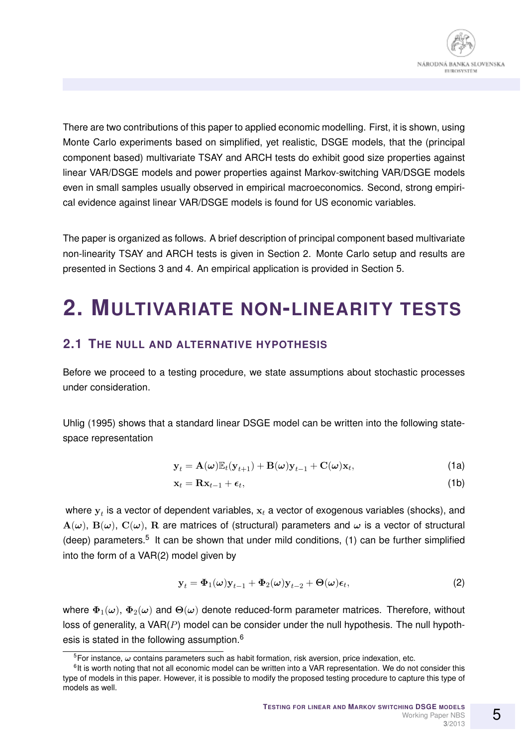There are two contributions of this paper to applied economic modelling. First, it is shown, using Monte Carlo experiments based on simplified, yet realistic, DSGE models, that the (principal component based) multivariate TSAY and ARCH tests do exhibit good size properties against linear VAR/DSGE models and power properties against Markov-switching VAR/DSGE models even in small samples usually observed in empirical macroeconomics. Second, strong empirical evidence against linear VAR/DSGE models is found for US economic variables.

The paper is organized as follows. A brief description of principal component based multivariate non-linearity TSAY and ARCH tests is given in Section 2. Monte Carlo setup and results are presented in Sections 3 and 4. An empirical application is provided in Section 5.

# 2. MULTIVARIATE NON-LINEARITY TESTS

## 2.1 THE NULL AND ALTERNATIVE HYPOTHESIS

Before we proceed to a testing procedure, we state assumptions about stochastic processes under consideration.

Uhlig (1995) shows that a standard linear DSGE model can be written into the following state-space representation

$$\mathbf{y}_t = \mathbf{A}(\boldsymbol{\omega})\mathbb{E}_t(\mathbf{y}_{t+1}) + \mathbf{B}(\boldsymbol{\omega})\mathbf{y}_{t-1} + \mathbf{C}(\boldsymbol{\omega})\mathbf{x}_t, \tag{1a}$$

$$\mathbf{x}_t = \mathbf{R}\mathbf{x}_{t-1} + \boldsymbol{\epsilon}_t, \tag{1b}$$

where $\mathbf{y}_t$ is a vector of dependent variables, $\mathbf{x}_t$ a vector of exogenous variables (shocks), and $\mathbf{A}(\boldsymbol{\omega})$, $\mathbf{B}(\boldsymbol{\omega})$, $\mathbf{C}(\boldsymbol{\omega})$, $\mathbf{R}$ are matrices of (structural) parameters and $\boldsymbol{\omega}$ is a vector of structural (deep) parameters.[5] It can be shown that under mild conditions, (1) can be further simplified into the form of a VAR(2) model given by

$$\mathbf{y}_t = \boldsymbol{\Phi}_1(\boldsymbol{\omega})\mathbf{y}_{t-1} + \boldsymbol{\Phi}_2(\boldsymbol{\omega})\mathbf{y}_{t-2} + \boldsymbol{\Theta}(\boldsymbol{\omega})\boldsymbol{\epsilon}_t, \tag{2}$$

where $\boldsymbol{\Phi}_1(\boldsymbol{\omega})$, $\boldsymbol{\Phi}_2(\boldsymbol{\omega})$ and $\boldsymbol{\Theta}(\boldsymbol{\omega})$ denote reduced-form parameter matrices. Therefore, without loss of generality, a VAR($P$) model can be consider under the null hypothesis. The null hypothesis is stated in the following assumption.[6]

[5] For instance, $\boldsymbol{\omega}$ contains parameters such as habit formation, risk aversion, price indexation, etc.

[6] It is worth noting that not all economic model can be written into a VAR representation. We do not consider this type of models in this paper. However, it is possible to modify the proposed testing procedure to capture this type of models as well.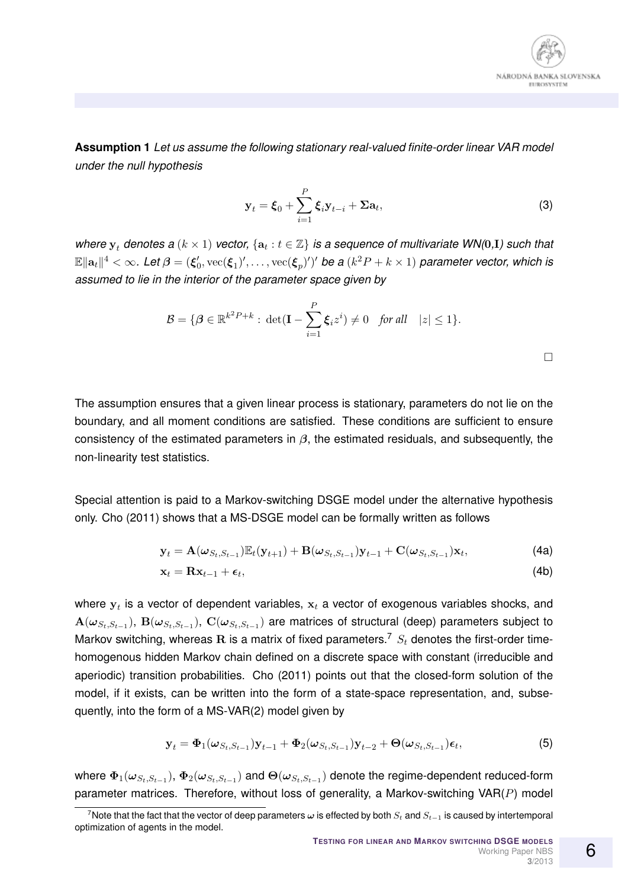**Assumption 1** *Let us assume the following stationary real-valued finite-order linear VAR model under the null hypothesis*

$$\mathbf{y}_t = \boldsymbol{\xi}_0 + \sum_{i=1}^{P} \boldsymbol{\xi}_i \mathbf{y}_{t-i} + \boldsymbol{\Sigma}\mathbf{a}_t, \tag{3}$$

*where* $\mathbf{y}_t$ *denotes a* $(k \times 1)$ *vector,* $\{\mathbf{a}_t : t \in \mathbb{Z}\}$ *is a sequence of multivariate WN(*$\mathbf{0}$*,*$\mathbf{I}$*) such that* $\mathbb{E}\|\mathbf{a}_t\|^4 < \infty$*. Let* $\boldsymbol{\beta} = (\boldsymbol{\xi}_0', \text{vec}(\boldsymbol{\xi}_1)', \ldots, \text{vec}(\boldsymbol{\xi}_p)')'$ *be a* $(k^2P + k \times 1)$ *parameter vector, which is assumed to lie in the interior of the parameter space given by*

$$\mathcal{B} = \{\boldsymbol{\beta} \in \mathbb{R}^{k^2P+k} : \det(\mathbf{I} - \sum_{i=1}^{P} \boldsymbol{\xi}_i z^i) \neq 0 \quad \textit{for all} \quad |z| \leq 1\}.$$

□

The assumption ensures that a given linear process is stationary, parameters do not lie on the boundary, and all moment conditions are satisfied. These conditions are sufficient to ensure consistency of the estimated parameters in $\boldsymbol{\beta}$, the estimated residuals, and subsequently, the non-linearity test statistics.

Special attention is paid to a Markov-switching DSGE model under the alternative hypothesis only. Cho (2011) shows that a MS-DSGE model can be formally written as follows

$$\mathbf{y}_t = \mathbf{A}(\boldsymbol{\omega}_{S_t,S_{t-1}})\mathbb{E}_t(\mathbf{y}_{t+1}) + \mathbf{B}(\boldsymbol{\omega}_{S_t,S_{t-1}})\mathbf{y}_{t-1} + \mathbf{C}(\boldsymbol{\omega}_{S_t,S_{t-1}})\mathbf{x}_t, \tag{4a}$$

$$\mathbf{x}_t = \mathbf{R}\mathbf{x}_{t-1} + \boldsymbol{\epsilon}_t, \tag{4b}$$

where $\mathbf{y}_t$ is a vector of dependent variables, $\mathbf{x}_t$ a vector of exogenous variables shocks, and $\mathbf{A}(\boldsymbol{\omega}_{S_t,S_{t-1}})$, $\mathbf{B}(\boldsymbol{\omega}_{S_t,S_{t-1}})$, $\mathbf{C}(\boldsymbol{\omega}_{S_t,S_{t-1}})$ are matrices of structural (deep) parameters subject to Markov switching, whereas $\mathbf{R}$ is a matrix of fixed parameters.[7] $S_t$ denotes the first-order time-homogenous hidden Markov chain defined on a discrete space with constant (irreducible and aperiodic) transition probabilities. Cho (2011) points out that the closed-form solution of the model, if it exists, can be written into the form of a state-space representation, and, subsequently, into the form of a MS-VAR(2) model given by

$$\mathbf{y}_t = \boldsymbol{\Phi}_1(\boldsymbol{\omega}_{S_t,S_{t-1}})\mathbf{y}_{t-1} + \boldsymbol{\Phi}_2(\boldsymbol{\omega}_{S_t,S_{t-1}})\mathbf{y}_{t-2} + \boldsymbol{\Theta}(\boldsymbol{\omega}_{S_t,S_{t-1}})\boldsymbol{\epsilon}_t, \tag{5}$$

where $\boldsymbol{\Phi}_1(\boldsymbol{\omega}_{S_t,S_{t-1}})$, $\boldsymbol{\Phi}_2(\boldsymbol{\omega}_{S_t,S_{t-1}})$ and $\boldsymbol{\Theta}(\boldsymbol{\omega}_{S_t,S_{t-1}})$ denote the regime-dependent reduced-form parameter matrices. Therefore, without loss of generality, a Markov-switching VAR($P$) model

[7] Note that the fact that the vector of deep parameters $\boldsymbol{\omega}$ is effected by both $S_t$ and $S_{t-1}$ is caused by intertemporal optimization of agents in the model.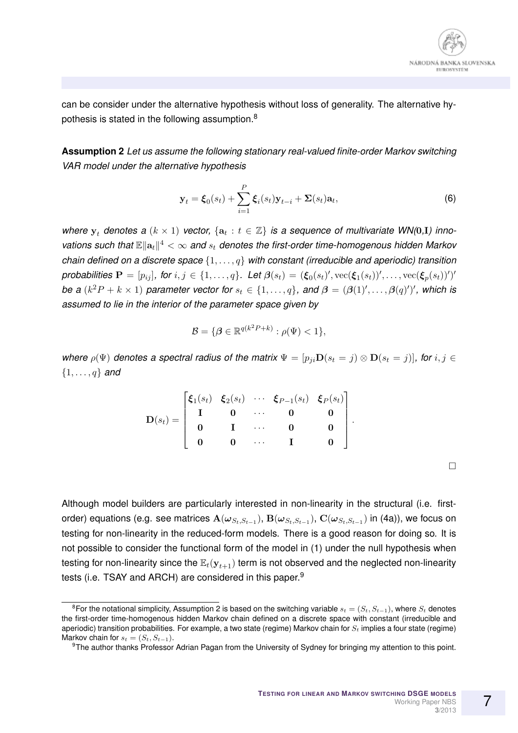can be consider under the alternative hypothesis without loss of generality. The alternative hypothesis is stated in the following assumption.[8]

**Assumption 2** *Let us assume the following stationary real-valued finite-order Markov switching VAR model under the alternative hypothesis*

$$\mathbf{y}_t = \boldsymbol{\xi}_0(s_t) + \sum_{i=1}^{P} \boldsymbol{\xi}_i(s_t)\mathbf{y}_{t-i} + \boldsymbol{\Sigma}(s_t)\mathbf{a}_t, \tag{6}$$

*where $\mathbf{y}_t$ denotes a $(k \times 1)$ vector, $\{\mathbf{a}_t : t \in \mathbb{Z}\}$ is a sequence of multivariate WN($\mathbf{0}$,$\mathbf{I}$) innovations such that $\mathbb{E}\|\mathbf{a}_t\|^4 < \infty$ and $s_t$ denotes the first-order time-homogenous hidden Markov chain defined on a discrete space $\{1, \ldots, q\}$ with constant (irreducible and aperiodic) transition probabilities $\mathbf{P} = [p_{ij}]$, for $i, j \in \{1, \ldots, q\}$. Let $\boldsymbol{\beta}(s_t) = (\boldsymbol{\xi}_0(s_t)', \mathrm{vec}(\boldsymbol{\xi}_1(s_t))', \ldots, \mathrm{vec}(\boldsymbol{\xi}_p(s_t))')'$ be a $(k^2P + k \times 1)$ parameter vector for $s_t \in \{1, \ldots, q\}$, and $\boldsymbol{\beta} = (\boldsymbol{\beta}(1)', \ldots, \boldsymbol{\beta}(q)')'$, which is assumed to lie in the interior of the parameter space given by*

$$\mathcal{B} = \{\boldsymbol{\beta} \in \mathbb{R}^{q(k^2P+k)} : \rho(\Psi) < 1\},$$

*where $\rho(\Psi)$ denotes a spectral radius of the matrix $\Psi = [p_{ji}\mathbf{D}(s_t = j) \otimes \mathbf{D}(s_t = j)]$, for $i, j \in \{1, \ldots, q\}$ and*

$$\mathbf{D}(s_t) = \begin{bmatrix} \boldsymbol{\xi}_1(s_t) & \boldsymbol{\xi}_2(s_t) & \cdots & \boldsymbol{\xi}_{P-1}(s_t) & \boldsymbol{\xi}_P(s_t) \\ \mathbf{I} & \mathbf{0} & \cdots & \mathbf{0} & \mathbf{0} \\ \mathbf{0} & \mathbf{I} & \cdots & \mathbf{0} & \mathbf{0} \\ \mathbf{0} & \mathbf{0} & \cdots & \mathbf{I} & \mathbf{0} \end{bmatrix}.$$

□

Although model builders are particularly interested in non-linearity in the structural (i.e. first-order) equations (e.g. see matrices $\mathbf{A}(\boldsymbol{\omega}_{S_t,S_{t-1}})$, $\mathbf{B}(\boldsymbol{\omega}_{S_t,S_{t-1}})$, $\mathbf{C}(\boldsymbol{\omega}_{S_t,S_{t-1}})$ in (4a)), we focus on testing for non-linearity in the reduced-form models. There is a good reason for doing so. It is not possible to consider the functional form of the model in (1) under the null hypothesis when testing for non-linearity since the $\mathbb{E}_t(\mathbf{y}_{t+1})$ term is not observed and the neglected non-linearity tests (i.e. TSAY and ARCH) are considered in this paper.[9]

[8] For the notational simplicity, Assumption 2 is based on the switching variable $s_t = (S_t, S_{t-1})$, where $S_t$ denotes the first-order time-homogenous hidden Markov chain defined on a discrete space with constant (irreducible and aperiodic) transition probabilities. For example, a two state (regime) Markov chain for $S_t$ implies a four state (regime) Markov chain for $s_t = (S_t, S_{t-1})$.

[9] The author thanks Professor Adrian Pagan from the University of Sydney for bringing my attention to this point.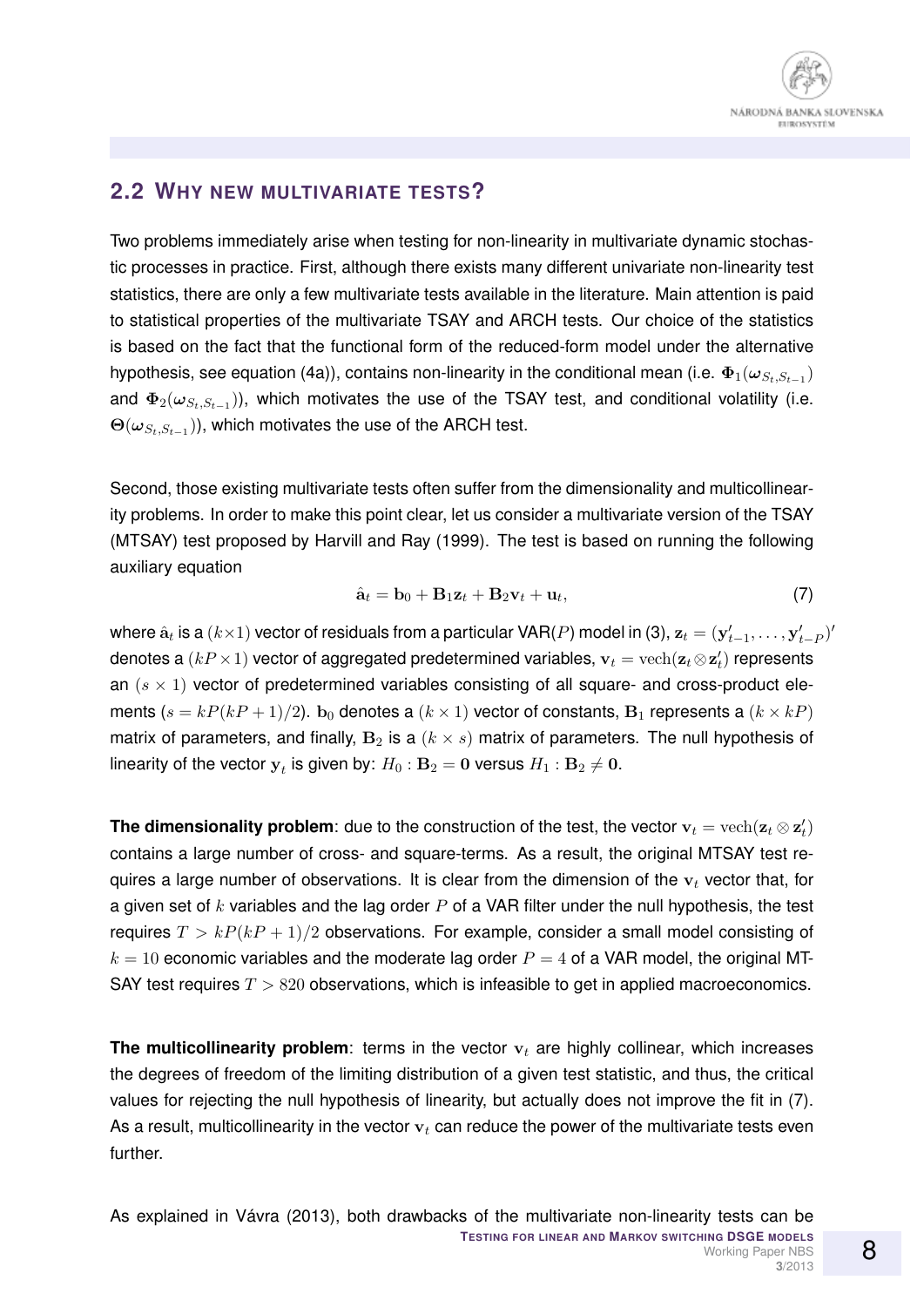## 2.2 WHY NEW MULTIVARIATE TESTS?

Two problems immediately arise when testing for non-linearity in multivariate dynamic stochastic processes in practice. First, although there exists many different univariate non-linearity test statistics, there are only a few multivariate tests available in the literature. Main attention is paid to statistical properties of the multivariate TSAY and ARCH tests. Our choice of the statistics is based on the fact that the functional form of the reduced-form model under the alternative hypothesis, see equation (4a)), contains non-linearity in the conditional mean (i.e. $\mathbf{\Phi}_1(\boldsymbol{\omega}_{S_t,S_{t-1}})$ and $\mathbf{\Phi}_2(\boldsymbol{\omega}_{S_t,S_{t-1}})$), which motivates the use of the TSAY test, and conditional volatility (i.e. $\mathbf{\Theta}(\boldsymbol{\omega}_{S_t,S_{t-1}})$), which motivates the use of the ARCH test.

Second, those existing multivariate tests often suffer from the dimensionality and multicollinearity problems. In order to make this point clear, let us consider a multivariate version of the TSAY (MTSAY) test proposed by Harvill and Ray (1999). The test is based on running the following auxiliary equation

$$\hat{\mathbf{a}}_t = \mathbf{b}_0 + \mathbf{B}_1\mathbf{z}_t + \mathbf{B}_2\mathbf{v}_t + \mathbf{u}_t, \tag{7}$$

where $\hat{\mathbf{a}}_t$ is a $(k\times 1)$ vector of residuals from a particular VAR($P$) model in (3), $\mathbf{z}_t = (\mathbf{y}'_{t-1}, \ldots, \mathbf{y}'_{t-P})'$ denotes a $(kP \times 1)$ vector of aggregated predetermined variables, $\mathbf{v}_t = \mathrm{vech}(\mathbf{z}_t \otimes \mathbf{z}'_t)$ represents an $(s \times 1)$ vector of predetermined variables consisting of all square- and cross-product elements ($s = kP(kP+1)/2$). $\mathbf{b}_0$ denotes a $(k \times 1)$ vector of constants, $\mathbf{B}_1$ represents a $(k \times kP)$ matrix of parameters, and finally, $\mathbf{B}_2$ is a $(k \times s)$ matrix of parameters. The null hypothesis of linearity of the vector $\mathbf{y}_t$ is given by: $H_0 : \mathbf{B}_2 = \mathbf{0}$ versus $H_1 : \mathbf{B}_2 \neq \mathbf{0}$.

**The dimensionality problem**: due to the construction of the test, the vector $\mathbf{v}_t = \mathrm{vech}(\mathbf{z}_t \otimes \mathbf{z}'_t)$ contains a large number of cross- and square-terms. As a result, the original MTSAY test requires a large number of observations. It is clear from the dimension of the $\mathbf{v}_t$ vector that, for a given set of $k$ variables and the lag order $P$ of a VAR filter under the null hypothesis, the test requires $T > kP(kP+1)/2$ observations. For example, consider a small model consisting of $k = 10$ economic variables and the moderate lag order $P = 4$ of a VAR model, the original MTSAY test requires $T > 820$ observations, which is infeasible to get in applied macroeconomics.

**The multicollinearity problem**: terms in the vector $\mathbf{v}_t$ are highly collinear, which increases the degrees of freedom of the limiting distribution of a given test statistic, and thus, the critical values for rejecting the null hypothesis of linearity, but actually does not improve the fit in (7). As a result, multicollinearity in the vector $\mathbf{v}_t$ can reduce the power of the multivariate tests even further.

As explained in Vávra (2013), both drawbacks of the multivariate non-linearity tests can be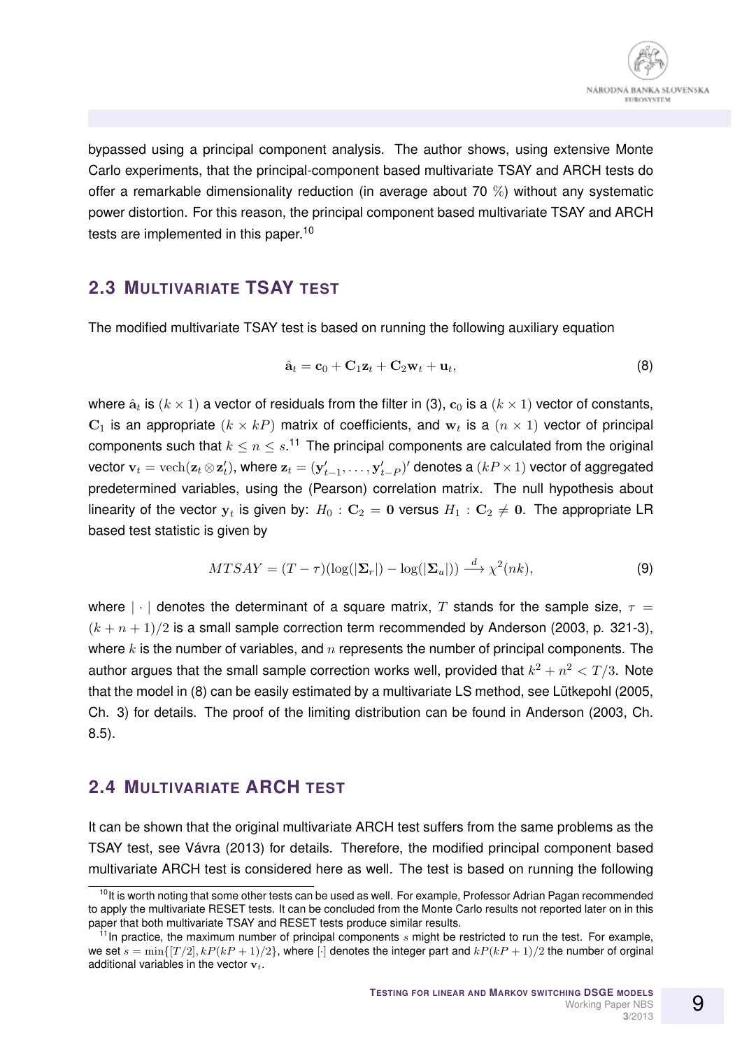bypassed using a principal component analysis. The author shows, using extensive Monte Carlo experiments, that the principal-component based multivariate TSAY and ARCH tests do offer a remarkable dimensionality reduction (in average about 70 %) without any systematic power distortion. For this reason, the principal component based multivariate TSAY and ARCH tests are implemented in this paper.[10]

## 2.3 Multivariate TSAY test

The modified multivariate TSAY test is based on running the following auxiliary equation

$$\hat{\mathbf{a}}_t = \mathbf{c}_0 + \mathbf{C}_1 \mathbf{z}_t + \mathbf{C}_2 \mathbf{w}_t + \mathbf{u}_t, \tag{8}$$

where $\hat{\mathbf{a}}_t$ is $(k \times 1)$ a vector of residuals from the filter in (3), $\mathbf{c}_0$ is a $(k \times 1)$ vector of constants, $\mathbf{C}_1$ is an appropriate $(k \times kP)$ matrix of coefficients, and $\mathbf{w}_t$ is a $(n \times 1)$ vector of principal components such that $k \leq n \leq s$.[11] The principal components are calculated from the original vector $\mathbf{v}_t = \mathrm{vech}(\mathbf{z}_t \otimes \mathbf{z}_t')$, where $\mathbf{z}_t = (\mathbf{y}_{t-1}', \ldots, \mathbf{y}_{t-P}')'$ denotes a $(kP \times 1)$ vector of aggregated predetermined variables, using the (Pearson) correlation matrix. The null hypothesis about linearity of the vector $\mathbf{y}_t$ is given by: $H_0 : \mathbf{C}_2 = \mathbf{0}$ versus $H_1 : \mathbf{C}_2 \neq \mathbf{0}$. The appropriate LR based test statistic is given by

$$MTSAY = (T - \tau)(\log(|\mathbf{\Sigma}_r|) - \log(|\mathbf{\Sigma}_u|)) \xrightarrow{d} \chi^2(nk), \tag{9}$$

where $|\cdot|$ denotes the determinant of a square matrix, $T$ stands for the sample size, $\tau = (k + n + 1)/2$ is a small sample correction term recommended by Anderson (2003, p. 321-3), where $k$ is the number of variables, and $n$ represents the number of principal components. The author argues that the small sample correction works well, provided that $k^2 + n^2 < T/3$. Note that the model in (8) can be easily estimated by a multivariate LS method, see Lütkepohl (2005, Ch. 3) for details. The proof of the limiting distribution can be found in Anderson (2003, Ch. 8.5).

## 2.4 Multivariate ARCH test

It can be shown that the original multivariate ARCH test suffers from the same problems as the TSAY test, see Vávra (2013) for details. Therefore, the modified principal component based multivariate ARCH test is considered here as well. The test is based on running the following

[10] It is worth noting that some other tests can be used as well. For example, Professor Adrian Pagan recommended to apply the multivariate RESET tests. It can be concluded from the Monte Carlo results not reported later on in this paper that both multivariate TSAY and RESET tests produce similar results.

[11] In practice, the maximum number of principal components $s$ might be restricted to run the test. For example, we set $s = \min\{[T/2], kP(kP + 1)/2\}$, where $[\cdot]$ denotes the integer part and $kP(kP + 1)/2$ the number of orginal additional variables in the vector $\mathbf{v}_t$.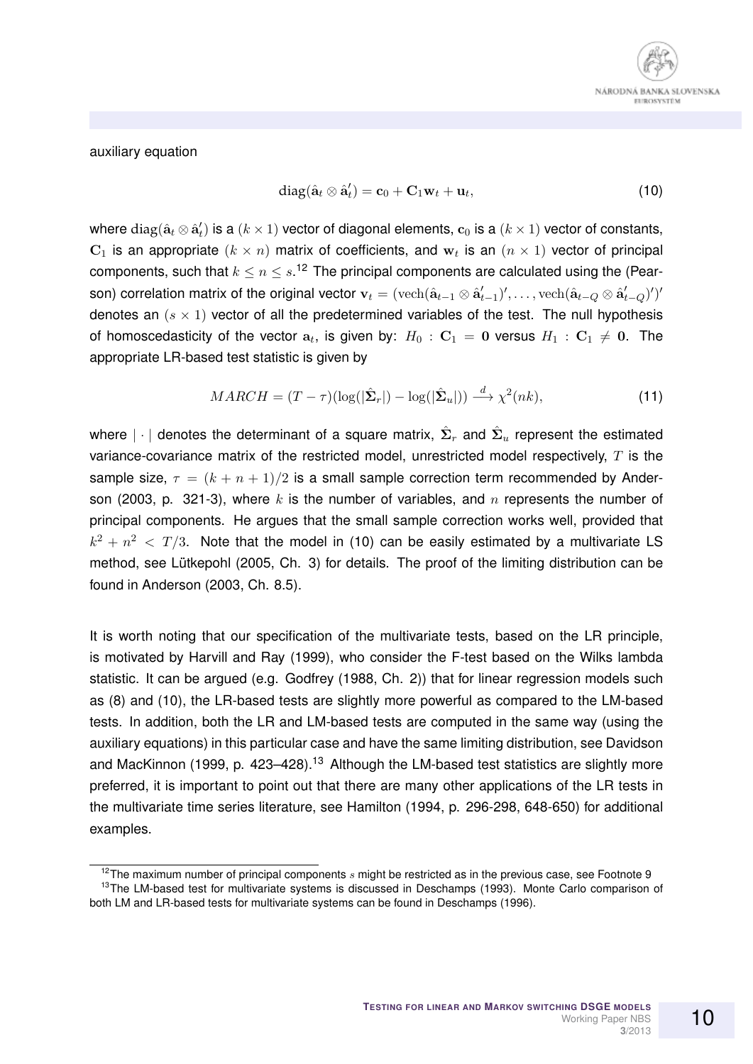auxiliary equation

$$\operatorname{diag}(\hat{\mathbf{a}}_t \otimes \hat{\mathbf{a}}_t') = \mathbf{c}_0 + \mathbf{C}_1 \mathbf{w}_t + \mathbf{u}_t, \tag{10}$$

where $\operatorname{diag}(\hat{\mathbf{a}}_t \otimes \hat{\mathbf{a}}_t')$ is a $(k \times 1)$ vector of diagonal elements, $\mathbf{c}_0$ is a $(k \times 1)$ vector of constants, $\mathbf{C}_1$ is an appropriate $(k \times n)$ matrix of coefficients, and $\mathbf{w}_t$ is an $(n \times 1)$ vector of principal components, such that $k \leq n \leq s$.[12] The principal components are calculated using the (Pearson) correlation matrix of the original vector $\mathbf{v}_t = (\operatorname{vech}(\hat{\mathbf{a}}_{t-1} \otimes \hat{\mathbf{a}}_{t-1}')', \ldots, \operatorname{vech}(\hat{\mathbf{a}}_{t-Q} \otimes \hat{\mathbf{a}}_{t-Q}')')'$ denotes an $(s \times 1)$ vector of all the predetermined variables of the test. The null hypothesis of homoscedasticity of the vector $\mathbf{a}_t$, is given by: $H_0 : \mathbf{C}_1 = \mathbf{0}$ versus $H_1 : \mathbf{C}_1 \neq \mathbf{0}$. The appropriate LR-based test statistic is given by

$$MARCH = (T - \tau)(\log(|\hat{\mathbf{\Sigma}}_r|) - \log(|\hat{\mathbf{\Sigma}}_u|)) \xrightarrow{d} \chi^2(nk), \tag{11}$$

where $|\cdot|$ denotes the determinant of a square matrix, $\hat{\mathbf{\Sigma}}_r$ and $\hat{\mathbf{\Sigma}}_u$ represent the estimated variance-covariance matrix of the restricted model, unrestricted model respectively, $T$ is the sample size, $\tau = (k + n + 1)/2$ is a small sample correction term recommended by Anderson (2003, p. 321-3), where $k$ is the number of variables, and $n$ represents the number of principal components. He argues that the small sample correction works well, provided that $k^2 + n^2 < T/3$. Note that the model in (10) can be easily estimated by a multivariate LS method, see Lütkepohl (2005, Ch. 3) for details. The proof of the limiting distribution can be found in Anderson (2003, Ch. 8.5).

It is worth noting that our specification of the multivariate tests, based on the LR principle, is motivated by Harvill and Ray (1999), who consider the F-test based on the Wilks lambda statistic. It can be argued (e.g. Godfrey (1988, Ch. 2)) that for linear regression models such as (8) and (10), the LR-based tests are slightly more powerful as compared to the LM-based tests. In addition, both the LR and LM-based tests are computed in the same way (using the auxiliary equations) in this particular case and have the same limiting distribution, see Davidson and MacKinnon (1999, p. 423–428).[13] Although the LM-based test statistics are slightly more preferred, it is important to point out that there are many other applications of the LR tests in the multivariate time series literature, see Hamilton (1994, p. 296-298, 648-650) for additional examples.

[12] The maximum number of principal components $s$ might be restricted as in the previous case, see Footnote 9

[13] The LM-based test for multivariate systems is discussed in Deschamps (1993). Monte Carlo comparison of both LM and LR-based tests for multivariate systems can be found in Deschamps (1996).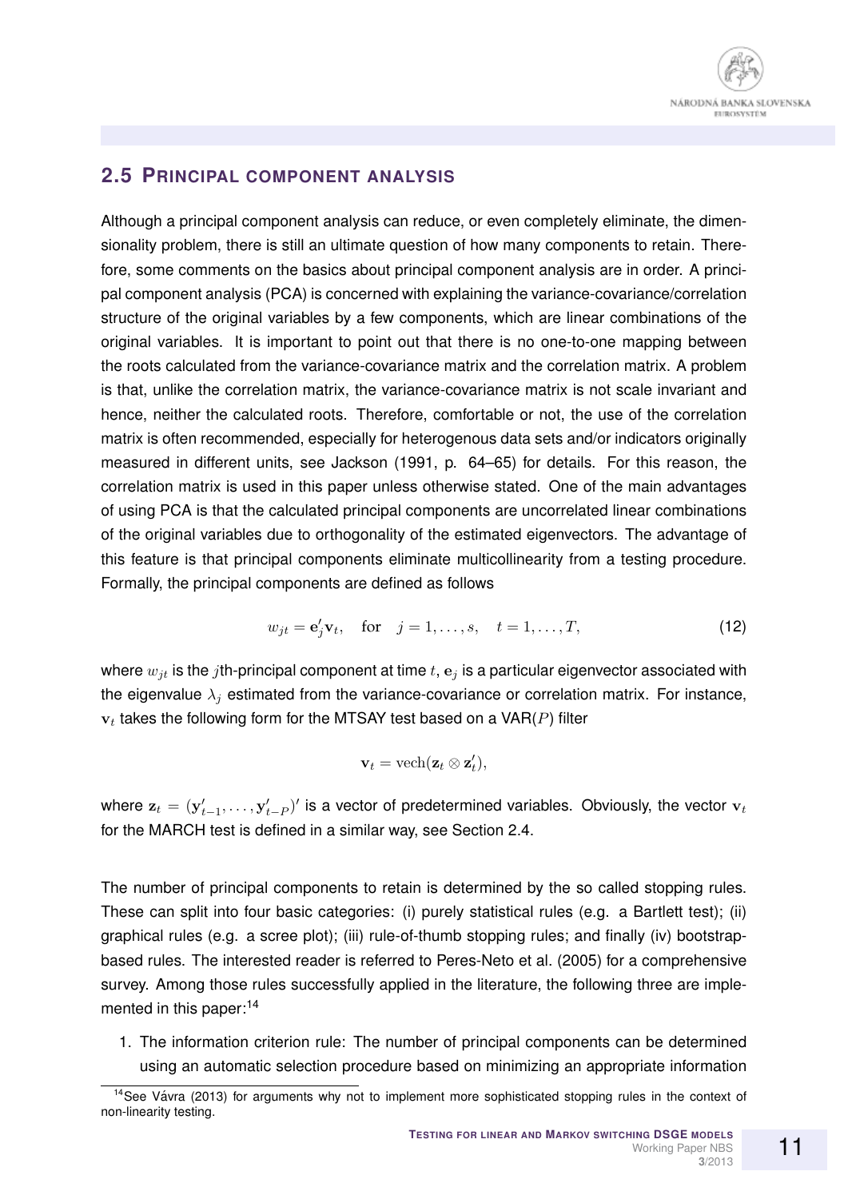## 2.5 Principal component analysis

Although a principal component analysis can reduce, or even completely eliminate, the dimensionality problem, there is still an ultimate question of how many components to retain. Therefore, some comments on the basics about principal component analysis are in order. A principal component analysis (PCA) is concerned with explaining the variance-covariance/correlation structure of the original variables by a few components, which are linear combinations of the original variables. It is important to point out that there is no one-to-one mapping between the roots calculated from the variance-covariance matrix and the correlation matrix. A problem is that, unlike the correlation matrix, the variance-covariance matrix is not scale invariant and hence, neither the calculated roots. Therefore, comfortable or not, the use of the correlation matrix is often recommended, especially for heterogenous data sets and/or indicators originally measured in different units, see Jackson (1991, p. 64–65) for details. For this reason, the correlation matrix is used in this paper unless otherwise stated. One of the main advantages of using PCA is that the calculated principal components are uncorrelated linear combinations of the original variables due to orthogonality of the estimated eigenvectors. The advantage of this feature is that principal components eliminate multicollinearity from a testing procedure. Formally, the principal components are defined as follows

$$w_{jt} = \mathbf{e}_j' \mathbf{v}_t, \quad \text{for} \quad j = 1, \ldots, s, \quad t = 1, \ldots, T, \tag{12}$$

where $w_{jt}$ is the $j$th-principal component at time $t$, $\mathbf{e}_j$ is a particular eigenvector associated with the eigenvalue $\lambda_j$ estimated from the variance-covariance or correlation matrix. For instance, $\mathbf{v}_t$ takes the following form for the MTSAY test based on a VAR($P$) filter

$$\mathbf{v}_t = \mathrm{vech}(\mathbf{z}_t \otimes \mathbf{z}_t'),$$

where $\mathbf{z}_t = (\mathbf{y}_{t-1}', \ldots, \mathbf{y}_{t-P}')'$ is a vector of predetermined variables. Obviously, the vector $\mathbf{v}_t$ for the MARCH test is defined in a similar way, see Section 2.4.

The number of principal components to retain is determined by the so called stopping rules. These can split into four basic categories: (i) purely statistical rules (e.g. a Bartlett test); (ii) graphical rules (e.g. a scree plot); (iii) rule-of-thumb stopping rules; and finally (iv) bootstrap-based rules. The interested reader is referred to Peres-Neto et al. (2005) for a comprehensive survey. Among those rules successfully applied in the literature, the following three are implemented in this paper:[14]

1. The information criterion rule: The number of principal components can be determined using an automatic selection procedure based on minimizing an appropriate information

[14] See Vávra (2013) for arguments why not to implement more sophisticated stopping rules in the context of non-linearity testing.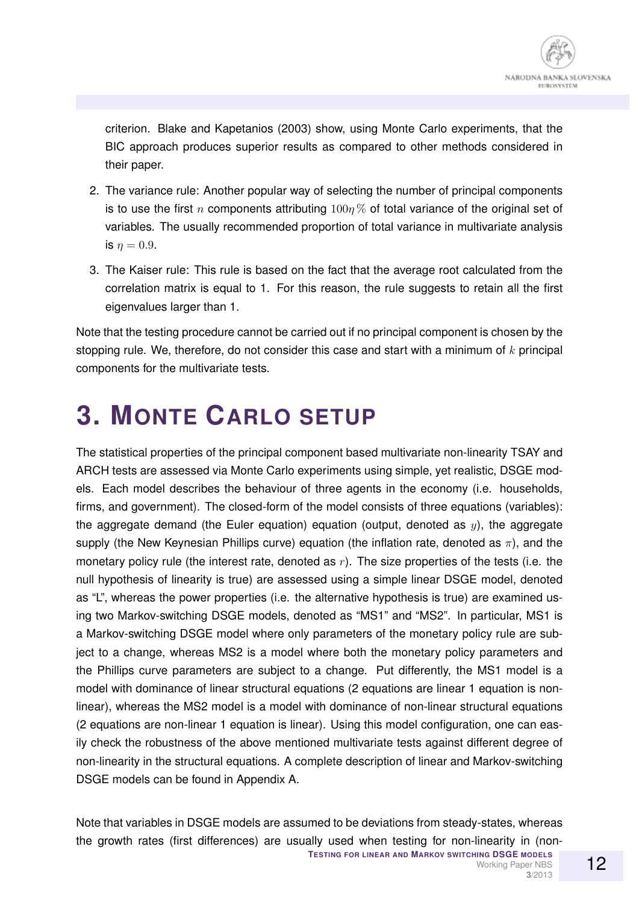criterion. Blake and Kapetanios (2003) show, using Monte Carlo experiments, that the BIC approach produces superior results as compared to other methods considered in their paper.

2. The variance rule: Another popular way of selecting the number of principal components is to use the first $n$ components attributing $100\eta\%$ of total variance of the original set of variables. The usually recommended proportion of total variance in multivariate analysis is $\eta = 0.9$.

3. The Kaiser rule: This rule is based on the fact that the average root calculated from the correlation matrix is equal to 1. For this reason, the rule suggests to retain all the first eigenvalues larger than 1.

Note that the testing procedure cannot be carried out if no principal component is chosen by the stopping rule. We, therefore, do not consider this case and start with a minimum of $k$ principal components for the multivariate tests.

# 3. Monte Carlo setup

The statistical properties of the principal component based multivariate non-linearity TSAY and ARCH tests are assessed via Monte Carlo experiments using simple, yet realistic, DSGE models. Each model describes the behaviour of three agents in the economy (i.e. households, firms, and government). The closed-form of the model consists of three equations (variables): the aggregate demand (the Euler equation) equation (output, denoted as $y$), the aggregate supply (the New Keynesian Phillips curve) equation (the inflation rate, denoted as $\pi$), and the monetary policy rule (the interest rate, denoted as $r$). The size properties of the tests (i.e. the null hypothesis of linearity is true) are assessed using a simple linear DSGE model, denoted as "L", whereas the power properties (i.e. the alternative hypothesis is true) are examined using two Markov-switching DSGE models, denoted as "MS1" and "MS2". In particular, MS1 is a Markov-switching DSGE model where only parameters of the monetary policy rule are subject to a change, whereas MS2 is a model where both the monetary policy parameters and the Phillips curve parameters are subject to a change. Put differently, the MS1 model is a model with dominance of linear structural equations (2 equations are linear 1 equation is non-linear), whereas the MS2 model is a model with dominance of non-linear structural equations (2 equations are non-linear 1 equation is linear). Using this model configuration, one can easily check the robustness of the above mentioned multivariate tests against different degree of non-linearity in the structural equations. A complete description of linear and Markov-switching DSGE models can be found in Appendix A.

Note that variables in DSGE models are assumed to be deviations from steady-states, whereas the growth rates (first differences) are usually used when testing for non-linearity in (non-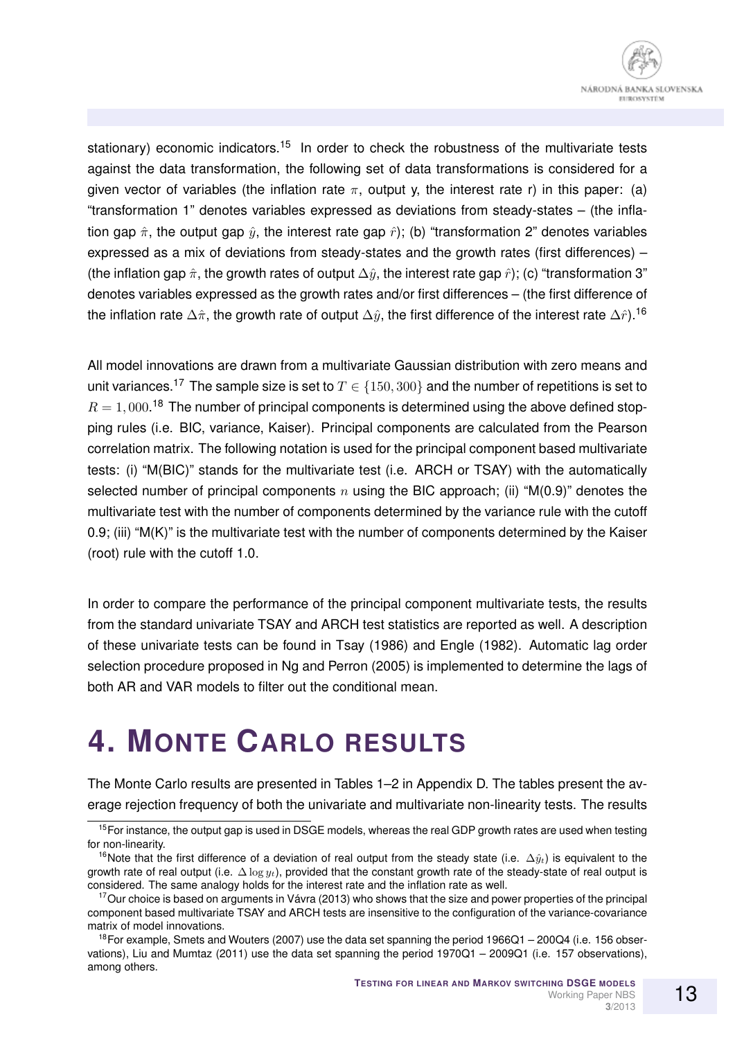stationary) economic indicators.[15] In order to check the robustness of the multivariate tests against the data transformation, the following set of data transformations is considered for a given vector of variables (the inflation rate $\pi$, output y, the interest rate r) in this paper: (a) "transformation 1" denotes variables expressed as deviations from steady-states – (the inflation gap $\hat{\pi}$, the output gap $\hat{y}$, the interest rate gap $\hat{r}$); (b) "transformation 2" denotes variables expressed as a mix of deviations from steady-states and the growth rates (first differences) – (the inflation gap $\hat{\pi}$, the growth rates of output $\Delta\hat{y}$, the interest rate gap $\hat{r}$); (c) "transformation 3" denotes variables expressed as the growth rates and/or first differences – (the first difference of the inflation rate $\Delta\hat{\pi}$, the growth rate of output $\Delta\hat{y}$, the first difference of the interest rate $\Delta\hat{r}$).[16]

All model innovations are drawn from a multivariate Gaussian distribution with zero means and unit variances.[17] The sample size is set to $T \in \{150, 300\}$ and the number of repetitions is set to $R = 1,000$.[18] The number of principal components is determined using the above defined stopping rules (i.e. BIC, variance, Kaiser). Principal components are calculated from the Pearson correlation matrix. The following notation is used for the principal component based multivariate tests: (i) "M(BIC)" stands for the multivariate test (i.e. ARCH or TSAY) with the automatically selected number of principal components $n$ using the BIC approach; (ii) "M(0.9)" denotes the multivariate test with the number of components determined by the variance rule with the cutoff 0.9; (iii) "M(K)" is the multivariate test with the number of components determined by the Kaiser (root) rule with the cutoff 1.0.

In order to compare the performance of the principal component multivariate tests, the results from the standard univariate TSAY and ARCH test statistics are reported as well. A description of these univariate tests can be found in Tsay (1986) and Engle (1982). Automatic lag order selection procedure proposed in Ng and Perron (2005) is implemented to determine the lags of both AR and VAR models to filter out the conditional mean.

# 4. MONTE CARLO RESULTS

The Monte Carlo results are presented in Tables 1–2 in Appendix D. The tables present the average rejection frequency of both the univariate and multivariate non-linearity tests. The results

---

[15] For instance, the output gap is used in DSGE models, whereas the real GDP growth rates are used when testing for non-linearity.

[16] Note that the first difference of a deviation of real output from the steady state (i.e. $\Delta\hat{y}_t$) is equivalent to the growth rate of real output (i.e. $\Delta \log y_t$), provided that the constant growth rate of the steady-state of real output is considered. The same analogy holds for the interest rate and the inflation rate as well.

[17] Our choice is based on arguments in Vávra (2013) who shows that the size and power properties of the principal component based multivariate TSAY and ARCH tests are insensitive to the configuration of the variance-covariance matrix of model innovations.

[18] For example, Smets and Wouters (2007) use the data set spanning the period 1966Q1 – 200Q4 (i.e. 156 observations), Liu and Mumtaz (2011) use the data set spanning the period 1970Q1 – 2009Q1 (i.e. 157 observations), among others.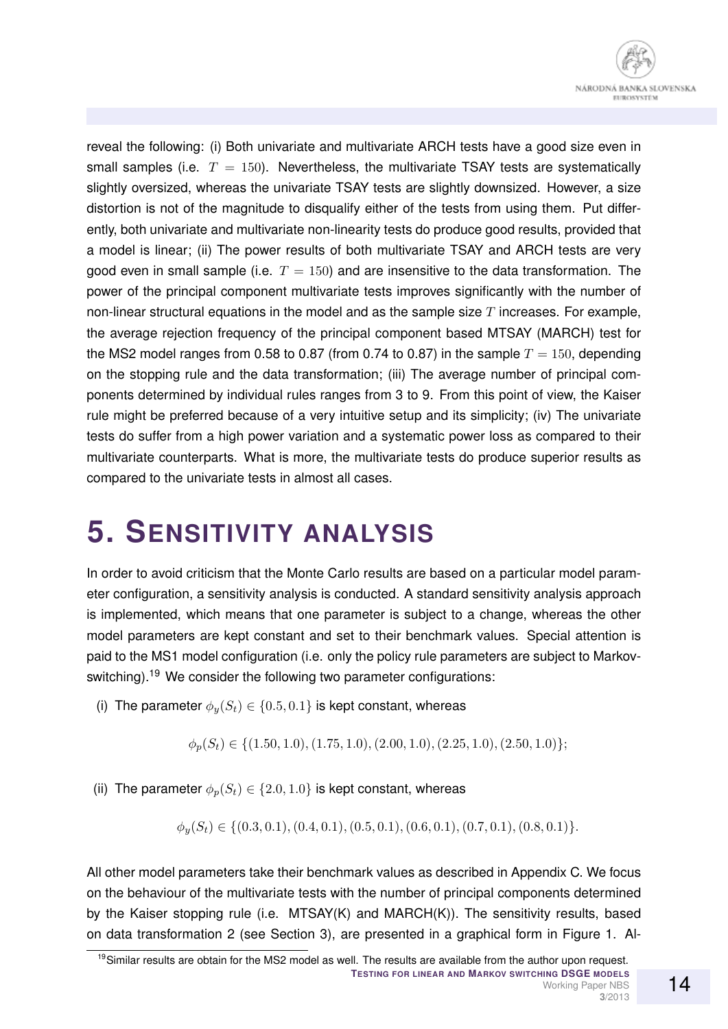reveal the following: (i) Both univariate and multivariate ARCH tests have a good size even in small samples (i.e. $T = 150$). Nevertheless, the multivariate TSAY tests are systematically slightly oversized, whereas the univariate TSAY tests are slightly downsized. However, a size distortion is not of the magnitude to disqualify either of the tests from using them. Put differently, both univariate and multivariate non-linearity tests do produce good results, provided that a model is linear; (ii) The power results of both multivariate TSAY and ARCH tests are very good even in small sample (i.e. $T = 150$) and are insensitive to the data transformation. The power of the principal component multivariate tests improves significantly with the number of non-linear structural equations in the model and as the sample size $T$ increases. For example, the average rejection frequency of the principal component based MTSAY (MARCH) test for the MS2 model ranges from 0.58 to 0.87 (from 0.74 to 0.87) in the sample $T = 150$, depending on the stopping rule and the data transformation; (iii) The average number of principal components determined by individual rules ranges from 3 to 9. From this point of view, the Kaiser rule might be preferred because of a very intuitive setup and its simplicity; (iv) The univariate tests do suffer from a high power variation and a systematic power loss as compared to their multivariate counterparts. What is more, the multivariate tests do produce superior results as compared to the univariate tests in almost all cases.

# 5. Sensitivity analysis

In order to avoid criticism that the Monte Carlo results are based on a particular model parameter configuration, a sensitivity analysis is conducted. A standard sensitivity analysis approach is implemented, which means that one parameter is subject to a change, whereas the other model parameters are kept constant and set to their benchmark values. Special attention is paid to the MS1 model configuration (i.e. only the policy rule parameters are subject to Markov-switching).[19] We consider the following two parameter configurations:

(i) The parameter $\phi_y(S_t) \in \{0.5, 0.1\}$ is kept constant, whereas

$$\phi_p(S_t) \in \{(1.50, 1.0), (1.75, 1.0), (2.00, 1.0), (2.25, 1.0), (2.50, 1.0)\};$$

(ii) The parameter $\phi_p(S_t) \in \{2.0, 1.0\}$ is kept constant, whereas

$$\phi_y(S_t) \in \{(0.3, 0.1), (0.4, 0.1), (0.5, 0.1), (0.6, 0.1), (0.7, 0.1), (0.8, 0.1)\}.$$

All other model parameters take their benchmark values as described in Appendix C. We focus on the behaviour of the multivariate tests with the number of principal components determined by the Kaiser stopping rule (i.e. MTSAY(K) and MARCH(K)). The sensitivity results, based on data transformation 2 (see Section 3), are presented in a graphical form in Figure 1. Al-

[19] Similar results are obtain for the MS2 model as well. The results are available from the author upon request.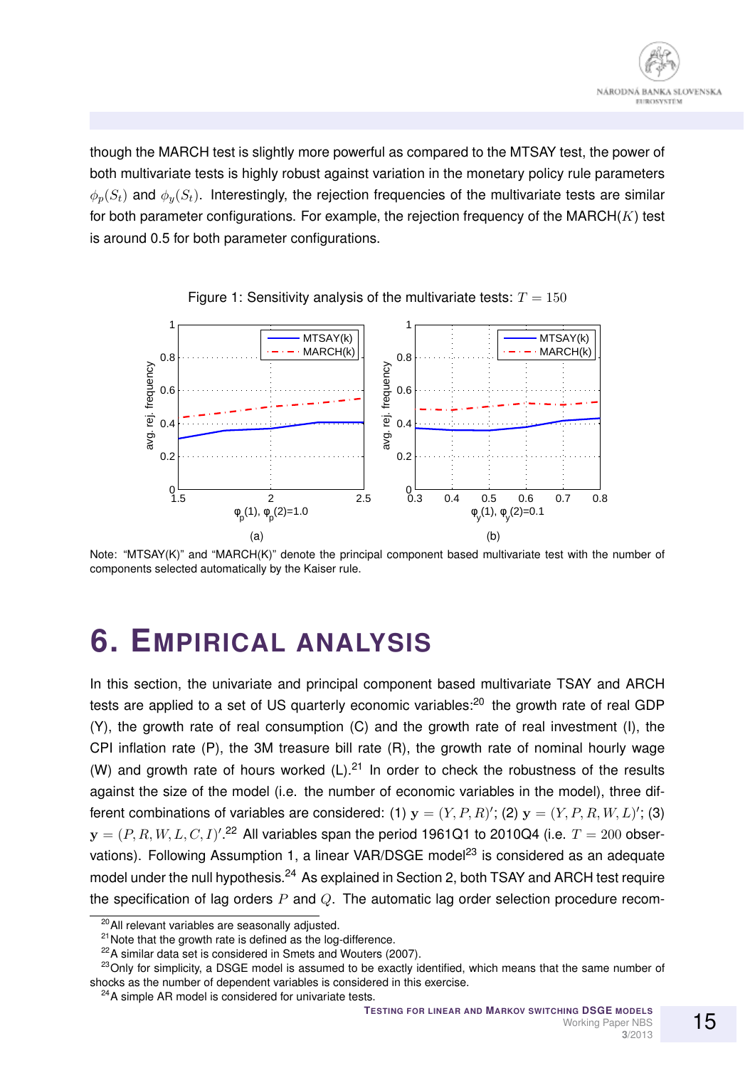though the MARCH test is slightly more powerful as compared to the MTSAY test, the power of both multivariate tests is highly robust against variation in the monetary policy rule parameters $\phi_p(S_t)$ and $\phi_y(S_t)$. Interestingly, the rejection frequencies of the multivariate tests are similar for both parameter configurations. For example, the rejection frequency of the MARCH($K$) test is around 0.5 for both parameter configurations.

Figure 1: Sensitivity analysis of the multivariate tests: $T = 150$

Note: "MTSAY(K)" and "MARCH(K)" denote the principal component based multivariate test with the number of components selected automatically by the Kaiser rule.

# 6. Empirical analysis

In this section, the univariate and principal component based multivariate TSAY and ARCH tests are applied to a set of US quarterly economic variables:[20] the growth rate of real GDP (Y), the growth rate of real consumption (C) and the growth rate of real investment (I), the CPI inflation rate (P), the 3M treasure bill rate (R), the growth rate of nominal hourly wage (W) and growth rate of hours worked (L).[21] In order to check the robustness of the results against the size of the model (i.e. the number of economic variables in the model), three different combinations of variables are considered: (1) $\mathbf{y} = (Y, P, R)'$; (2) $\mathbf{y} = (Y, P, R, W, L)'$; (3) $\mathbf{y} = (P, R, W, L, C, I)'$.[22] All variables span the period 1961Q1 to 2010Q4 (i.e. $T = 200$ observations). Following Assumption 1, a linear VAR/DSGE model[23] is considered as an adequate model under the null hypothesis.[24] As explained in Section 2, both TSAY and ARCH test require the specification of lag orders $P$ and $Q$. The automatic lag order selection procedure recom-

[20] All relevant variables are seasonally adjusted.

[21] Note that the growth rate is defined as the log-difference.

[22] A similar data set is considered in Smets and Wouters (2007).

[23] Only for simplicity, a DSGE model is assumed to be exactly identified, which means that the same number of shocks as the number of dependent variables is considered in this exercise.

[24] A simple AR model is considered for univariate tests.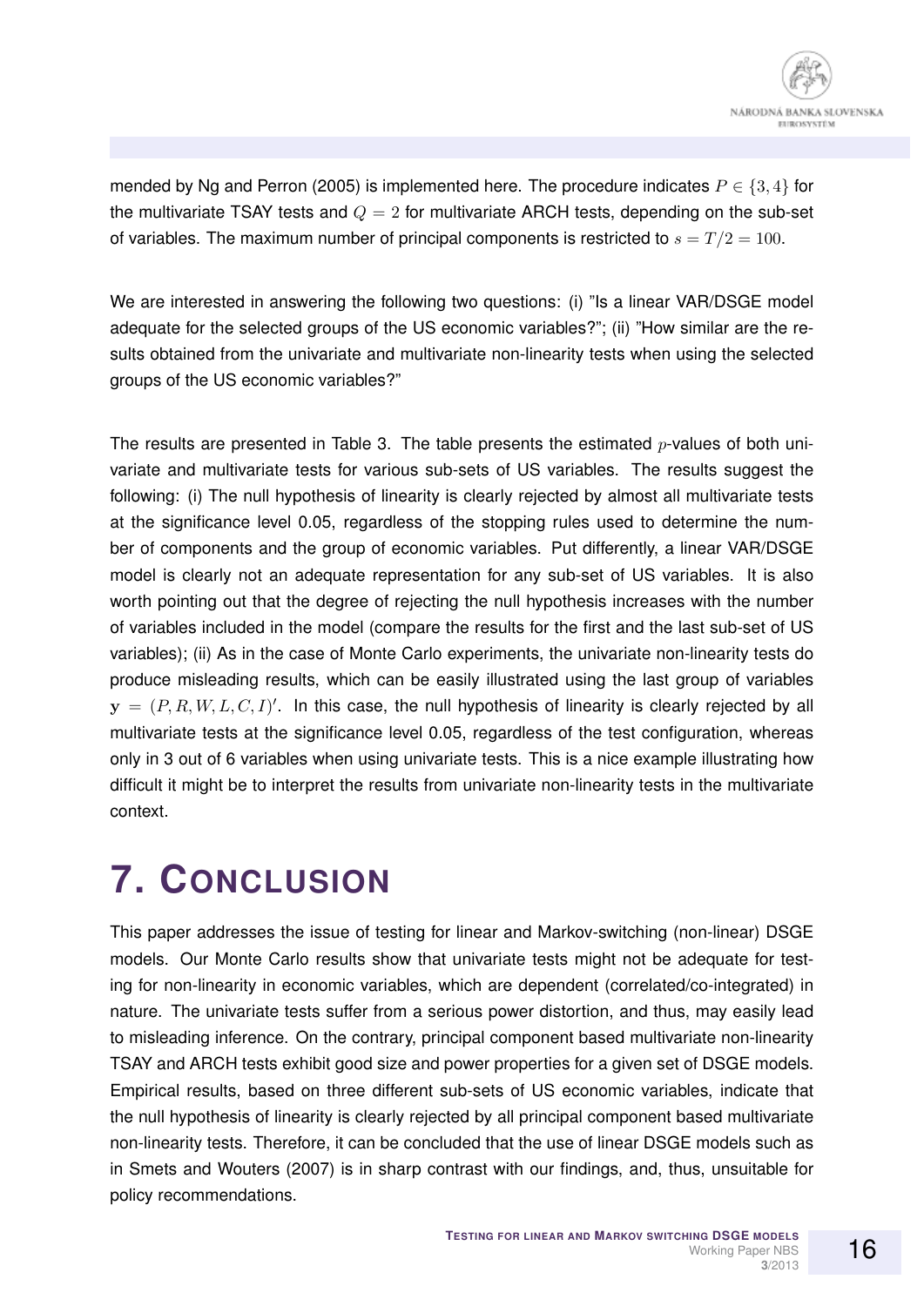mended by Ng and Perron (2005) is implemented here. The procedure indicates $P \in \{3, 4\}$ for the multivariate TSAY tests and $Q = 2$ for multivariate ARCH tests, depending on the sub-set of variables. The maximum number of principal components is restricted to $s = T/2 = 100$.

We are interested in answering the following two questions: (i) "Is a linear VAR/DSGE model adequate for the selected groups of the US economic variables?"; (ii) "How similar are the results obtained from the univariate and multivariate non-linearity tests when using the selected groups of the US economic variables?"

The results are presented in Table 3. The table presents the estimated $p$-values of both univariate and multivariate tests for various sub-sets of US variables. The results suggest the following: (i) The null hypothesis of linearity is clearly rejected by almost all multivariate tests at the significance level 0.05, regardless of the stopping rules used to determine the number of components and the group of economic variables. Put differently, a linear VAR/DSGE model is clearly not an adequate representation for any sub-set of US variables. It is also worth pointing out that the degree of rejecting the null hypothesis increases with the number of variables included in the model (compare the results for the first and the last sub-set of US variables); (ii) As in the case of Monte Carlo experiments, the univariate non-linearity tests do produce misleading results, which can be easily illustrated using the last group of variables $\mathbf{y} = (P, R, W, L, C, I)'$. In this case, the null hypothesis of linearity is clearly rejected by all multivariate tests at the significance level 0.05, regardless of the test configuration, whereas only in 3 out of 6 variables when using univariate tests. This is a nice example illustrating how difficult it might be to interpret the results from univariate non-linearity tests in the multivariate context.

# 7. Conclusion

This paper addresses the issue of testing for linear and Markov-switching (non-linear) DSGE models. Our Monte Carlo results show that univariate tests might not be adequate for testing for non-linearity in economic variables, which are dependent (correlated/co-integrated) in nature. The univariate tests suffer from a serious power distortion, and thus, may easily lead to misleading inference. On the contrary, principal component based multivariate non-linearity TSAY and ARCH tests exhibit good size and power properties for a given set of DSGE models. Empirical results, based on three different sub-sets of US economic variables, indicate that the null hypothesis of linearity is clearly rejected by all principal component based multivariate non-linearity tests. Therefore, it can be concluded that the use of linear DSGE models such as in Smets and Wouters (2007) is in sharp contrast with our findings, and, thus, unsuitable for policy recommendations.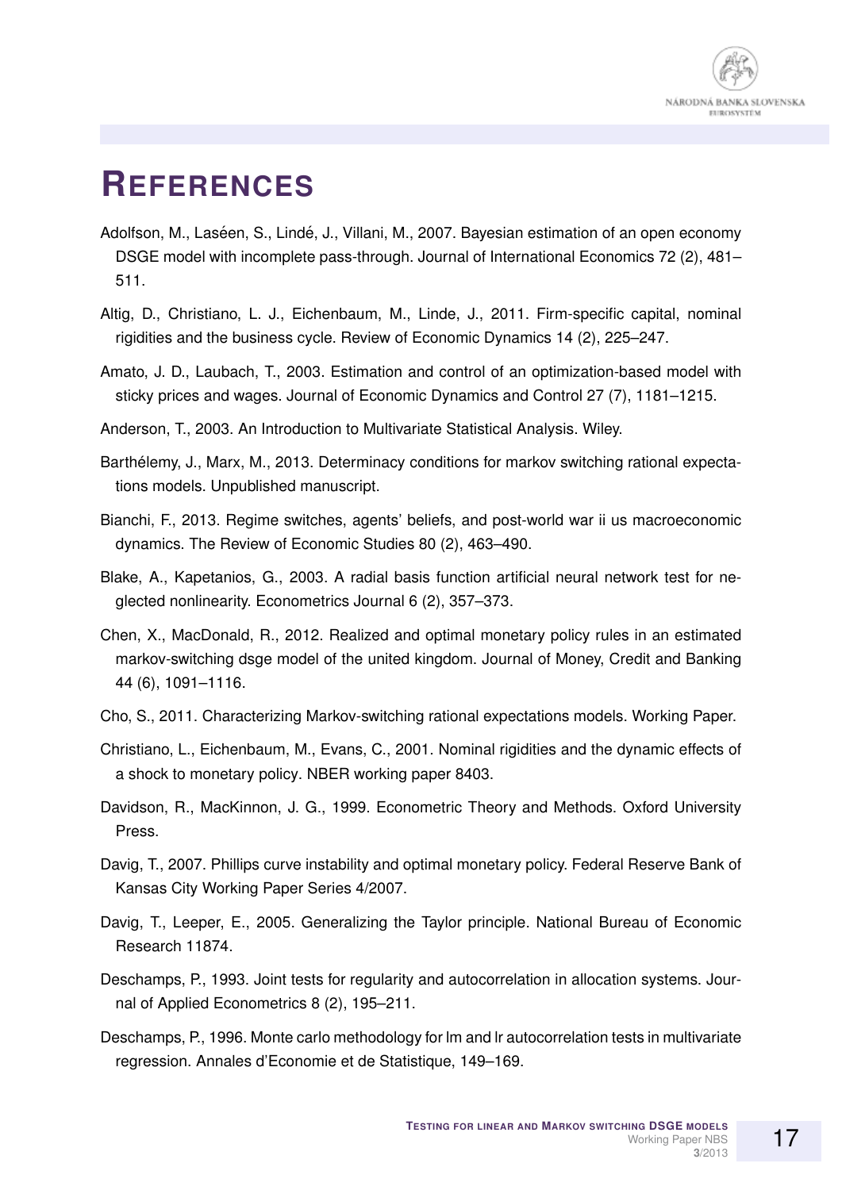# REFERENCES

Adolfson, M., Laséen, S., Lindé, J., Villani, M., 2007. Bayesian estimation of an open economy DSGE model with incomplete pass-through. Journal of International Economics 72 (2), 481–511.

Altig, D., Christiano, L. J., Eichenbaum, M., Linde, J., 2011. Firm-specific capital, nominal rigidities and the business cycle. Review of Economic Dynamics 14 (2), 225–247.

Amato, J. D., Laubach, T., 2003. Estimation and control of an optimization-based model with sticky prices and wages. Journal of Economic Dynamics and Control 27 (7), 1181–1215.

Anderson, T., 2003. An Introduction to Multivariate Statistical Analysis. Wiley.

Barthélemy, J., Marx, M., 2013. Determinacy conditions for markov switching rational expectations models. Unpublished manuscript.

Bianchi, F., 2013. Regime switches, agents' beliefs, and post-world war ii us macroeconomic dynamics. The Review of Economic Studies 80 (2), 463–490.

Blake, A., Kapetanios, G., 2003. A radial basis function artificial neural network test for neglected nonlinearity. Econometrics Journal 6 (2), 357–373.

Chen, X., MacDonald, R., 2012. Realized and optimal monetary policy rules in an estimated markov-switching dsge model of the united kingdom. Journal of Money, Credit and Banking 44 (6), 1091–1116.

Cho, S., 2011. Characterizing Markov-switching rational expectations models. Working Paper.

Christiano, L., Eichenbaum, M., Evans, C., 2001. Nominal rigidities and the dynamic effects of a shock to monetary policy. NBER working paper 8403.

Davidson, R., MacKinnon, J. G., 1999. Econometric Theory and Methods. Oxford University Press.

Davig, T., 2007. Phillips curve instability and optimal monetary policy. Federal Reserve Bank of Kansas City Working Paper Series 4/2007.

Davig, T., Leeper, E., 2005. Generalizing the Taylor principle. National Bureau of Economic Research 11874.

Deschamps, P., 1993. Joint tests for regularity and autocorrelation in allocation systems. Journal of Applied Econometrics 8 (2), 195–211.

Deschamps, P., 1996. Monte carlo methodology for lm and lr autocorrelation tests in multivariate regression. Annales d'Economie et de Statistique, 149–169.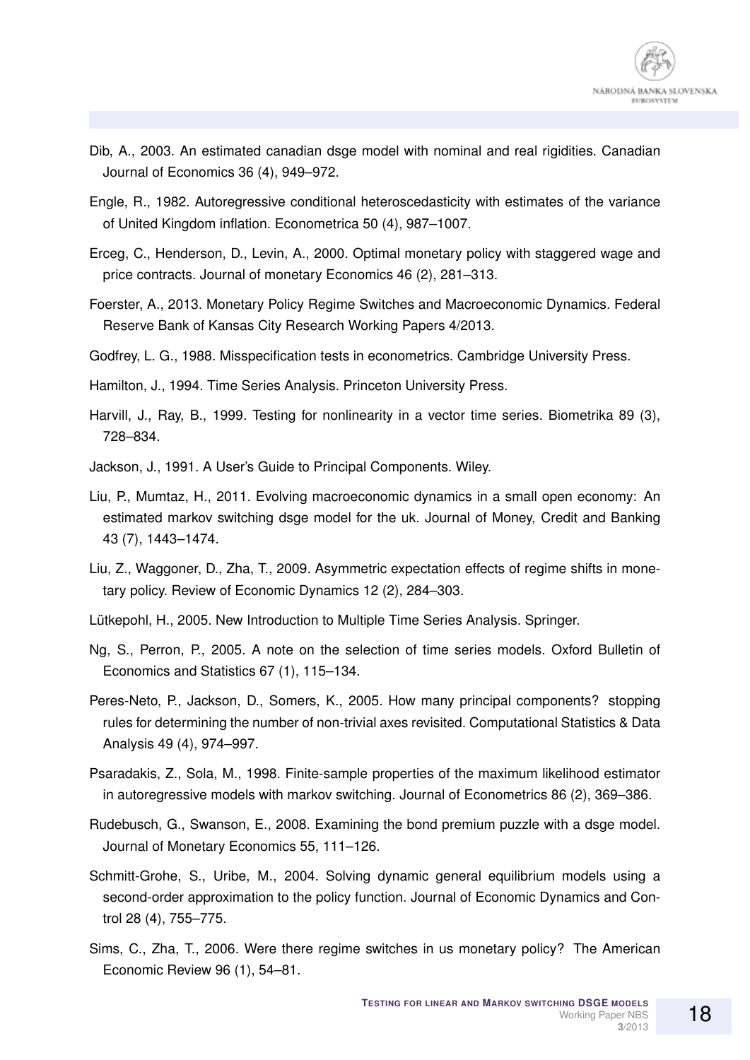Dib, A., 2003. An estimated canadian dsge model with nominal and real rigidities. Canadian Journal of Economics 36 (4), 949–972.

Engle, R., 1982. Autoregressive conditional heteroscedasticity with estimates of the variance of United Kingdom inflation. Econometrica 50 (4), 987–1007.

Erceg, C., Henderson, D., Levin, A., 2000. Optimal monetary policy with staggered wage and price contracts. Journal of monetary Economics 46 (2), 281–313.

Foerster, A., 2013. Monetary Policy Regime Switches and Macroeconomic Dynamics. Federal Reserve Bank of Kansas City Research Working Papers 4/2013.

Godfrey, L. G., 1988. Misspecification tests in econometrics. Cambridge University Press.

Hamilton, J., 1994. Time Series Analysis. Princeton University Press.

Harvill, J., Ray, B., 1999. Testing for nonlinearity in a vector time series. Biometrika 89 (3), 728–834.

Jackson, J., 1991. A User's Guide to Principal Components. Wiley.

Liu, P., Mumtaz, H., 2011. Evolving macroeconomic dynamics in a small open economy: An estimated markov switching dsge model for the uk. Journal of Money, Credit and Banking 43 (7), 1443–1474.

Liu, Z., Waggoner, D., Zha, T., 2009. Asymmetric expectation effects of regime shifts in monetary policy. Review of Economic Dynamics 12 (2), 284–303.

Lütkepohl, H., 2005. New Introduction to Multiple Time Series Analysis. Springer.

Ng, S., Perron, P., 2005. A note on the selection of time series models. Oxford Bulletin of Economics and Statistics 67 (1), 115–134.

Peres-Neto, P., Jackson, D., Somers, K., 2005. How many principal components? stopping rules for determining the number of non-trivial axes revisited. Computational Statistics & Data Analysis 49 (4), 974–997.

Psaradakis, Z., Sola, M., 1998. Finite-sample properties of the maximum likelihood estimator in autoregressive models with markov switching. Journal of Econometrics 86 (2), 369–386.

Rudebusch, G., Swanson, E., 2008. Examining the bond premium puzzle with a dsge model. Journal of Monetary Economics 55, 111–126.

Schmitt-Grohe, S., Uribe, M., 2004. Solving dynamic general equilibrium models using a second-order approximation to the policy function. Journal of Economic Dynamics and Control 28 (4), 755–775.

Sims, C., Zha, T., 2006. Were there regime switches in us monetary policy? The American Economic Review 96 (1), 54–81.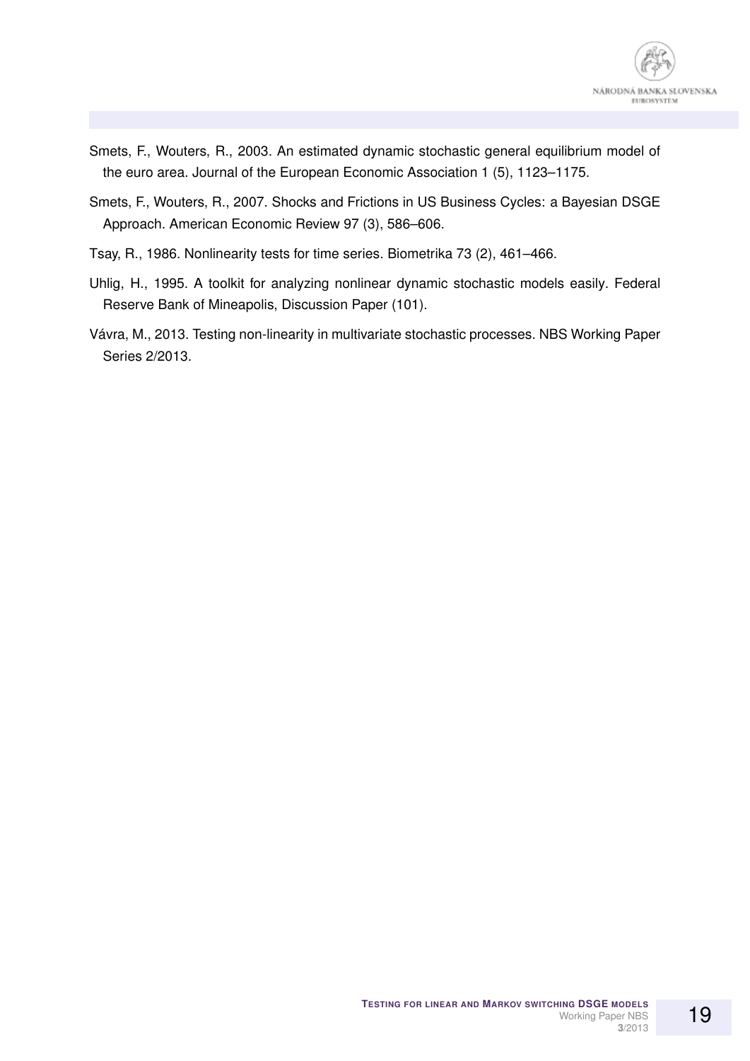Smets, F., Wouters, R., 2003. An estimated dynamic stochastic general equilibrium model of the euro area. Journal of the European Economic Association 1 (5), 1123–1175.

Smets, F., Wouters, R., 2007. Shocks and Frictions in US Business Cycles: a Bayesian DSGE Approach. American Economic Review 97 (3), 586–606.

Tsay, R., 1986. Nonlinearity tests for time series. Biometrika 73 (2), 461–466.

Uhlig, H., 1995. A toolkit for analyzing nonlinear dynamic stochastic models easily. Federal Reserve Bank of Mineapolis, Discussion Paper (101).

Vávra, M., 2013. Testing non-linearity in multivariate stochastic processes. NBS Working Paper Series 2/2013.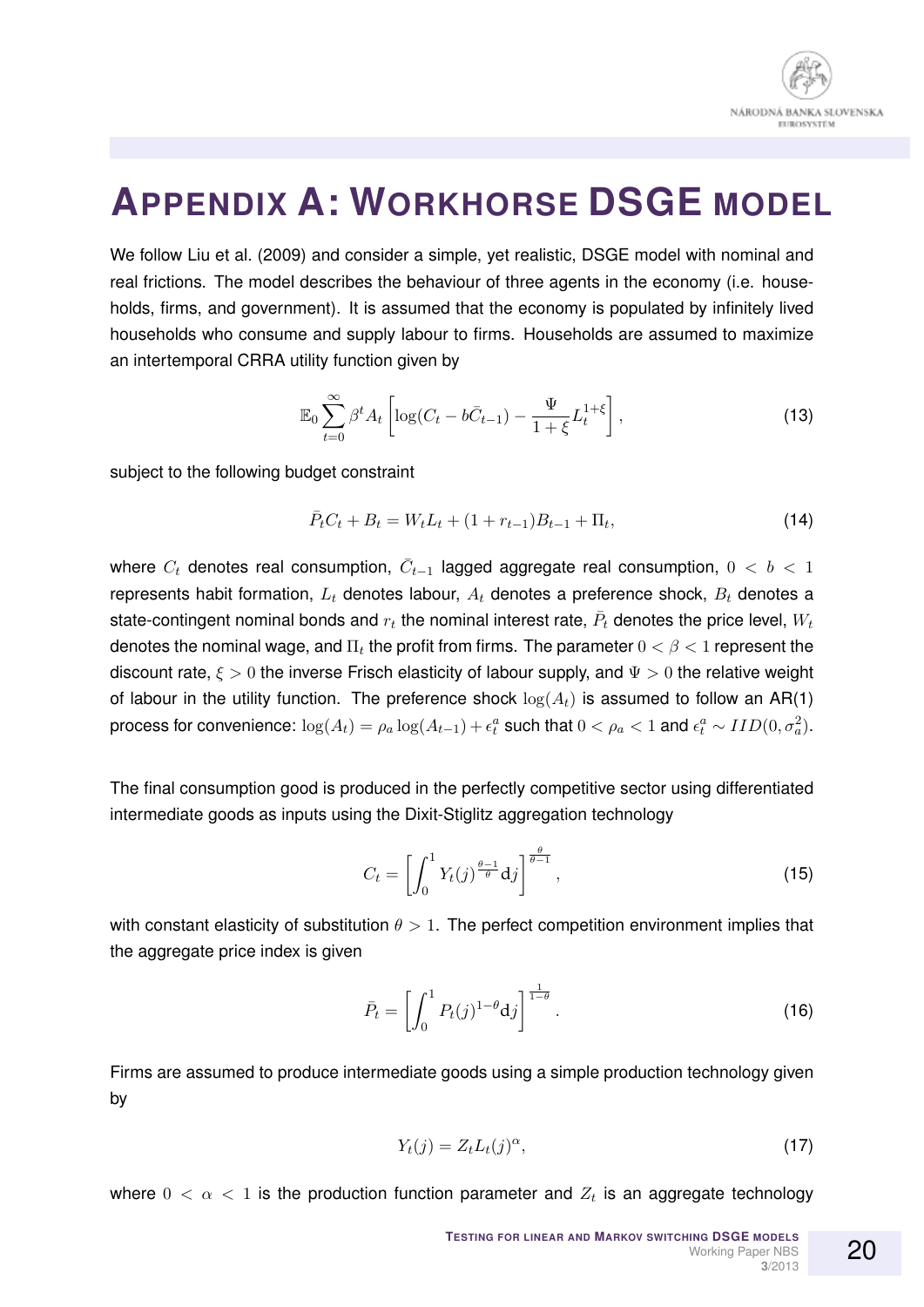# APPENDIX A: WORKHORSE DSGE MODEL

We follow Liu et al. (2009) and consider a simple, yet realistic, DSGE model with nominal and real frictions. The model describes the behaviour of three agents in the economy (i.e. households, firms, and government). It is assumed that the economy is populated by infinitely lived households who consume and supply labour to firms. Households are assumed to maximize an intertemporal CRRA utility function given by

$$\mathbb{E}_0 \sum_{t=0}^{\infty} \beta^t A_t \left[ \log(C_t - b\bar{C}_{t-1}) - \frac{\Psi}{1+\xi} L_t^{1+\xi} \right], \tag{13}$$

subject to the following budget constraint

$$\bar{P}_t C_t + B_t = W_t L_t + (1 + r_{t-1}) B_{t-1} + \Pi_t, \tag{14}$$

where $C_t$ denotes real consumption, $\bar{C}_{t-1}$ lagged aggregate real consumption, $0 < b < 1$ represents habit formation, $L_t$ denotes labour, $A_t$ denotes a preference shock, $B_t$ denotes a state-contingent nominal bonds and $r_t$ the nominal interest rate, $\bar{P}_t$ denotes the price level, $W_t$ denotes the nominal wage, and $\Pi_t$ the profit from firms. The parameter $0 < \beta < 1$ represent the discount rate, $\xi > 0$ the inverse Frisch elasticity of labour supply, and $\Psi > 0$ the relative weight of labour in the utility function. The preference shock $\log(A_t)$ is assumed to follow an AR(1) process for convenience: $\log(A_t) = \rho_a \log(A_{t-1}) + \epsilon_t^a$ such that $0 < \rho_a < 1$ and $\epsilon_t^a \sim IID(0, \sigma_a^2)$.

The final consumption good is produced in the perfectly competitive sector using differentiated intermediate goods as inputs using the Dixit-Stiglitz aggregation technology

$$C_t = \left[ \int_0^1 Y_t(j)^{\frac{\theta-1}{\theta}} \mathrm{d}j \right]^{\frac{\theta}{\theta-1}}, \tag{15}$$

with constant elasticity of substitution $\theta > 1$. The perfect competition environment implies that the aggregate price index is given

$$\bar{P}_t = \left[ \int_0^1 P_t(j)^{1-\theta} \mathrm{d}j \right]^{\frac{1}{1-\theta}}. \tag{16}$$

Firms are assumed to produce intermediate goods using a simple production technology given by

$$Y_t(j) = Z_t L_t(j)^{\alpha}, \tag{17}$$

where $0 < \alpha < 1$ is the production function parameter and $Z_t$ is an aggregate technology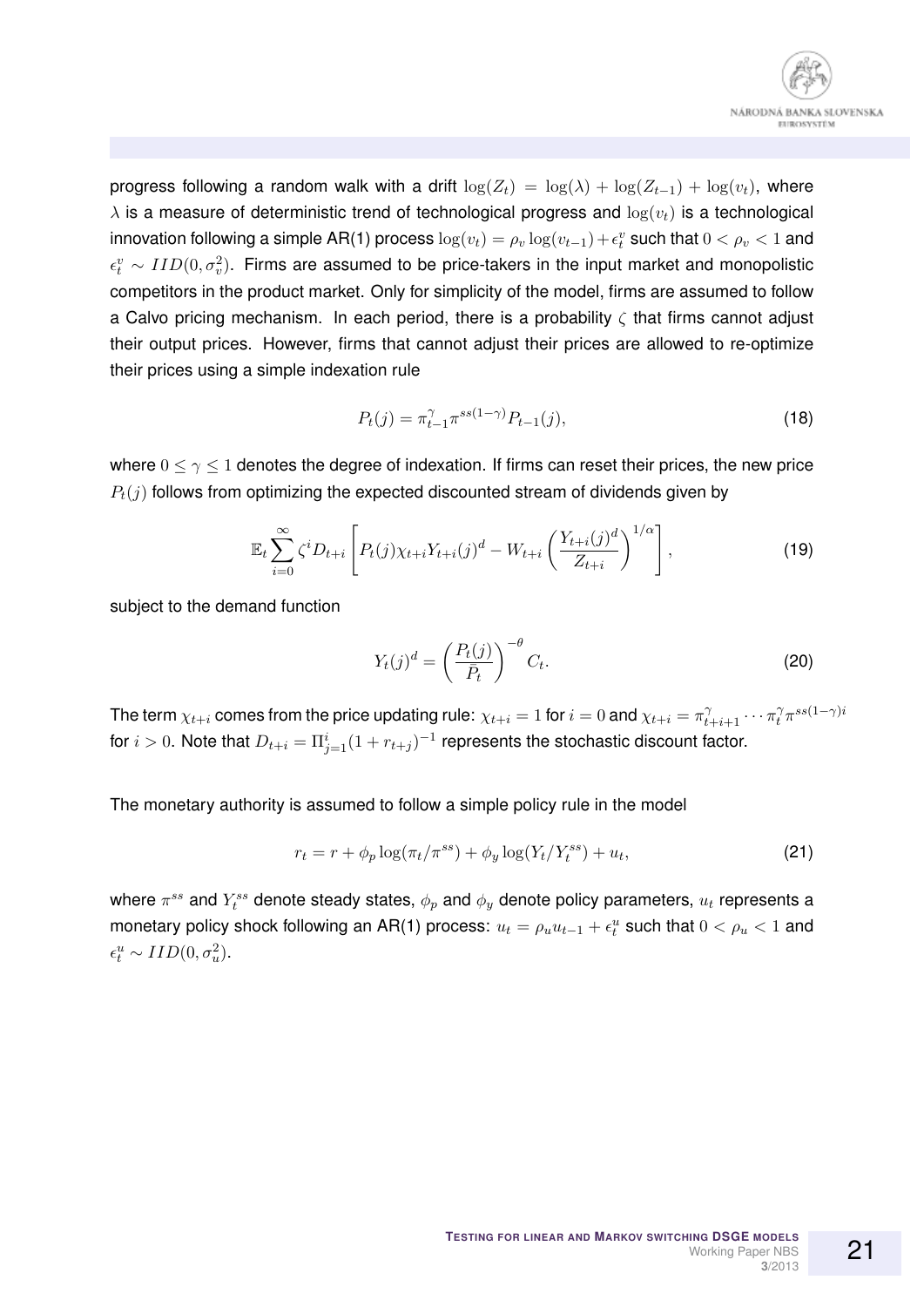progress following a random walk with a drift $\log(Z_t) = \log(\lambda) + \log(Z_{t-1}) + \log(v_t)$, where $\lambda$ is a measure of deterministic trend of technological progress and $\log(v_t)$ is a technological innovation following a simple AR(1) process $\log(v_t) = \rho_v \log(v_{t-1}) + \epsilon_t^v$ such that $0 < \rho_v < 1$ and $\epsilon_t^v \sim IID(0, \sigma_v^2)$. Firms are assumed to be price-takers in the input market and monopolistic competitors in the product market. Only for simplicity of the model, firms are assumed to follow a Calvo pricing mechanism. In each period, there is a probability $\zeta$ that firms cannot adjust their output prices. However, firms that cannot adjust their prices are allowed to re-optimize their prices using a simple indexation rule

$$P_t(j) = \pi_{t-1}^{\gamma} \pi^{ss(1-\gamma)} P_{t-1}(j), \tag{18}$$

where $0 \leq \gamma \leq 1$ denotes the degree of indexation. If firms can reset their prices, the new price $P_t(j)$ follows from optimizing the expected discounted stream of dividends given by

$$\mathbb{E}_t \sum_{i=0}^{\infty} \zeta^i D_{t+i} \left[ P_t(j) \chi_{t+i} Y_{t+i}(j)^d - W_{t+i} \left( \frac{Y_{t+i}(j)^d}{Z_{t+i}} \right)^{1/\alpha} \right], \tag{19}$$

subject to the demand function

$$Y_t(j)^d = \left( \frac{P_t(j)}{\bar{P}_t} \right)^{-\theta} C_t. \tag{20}$$

The term $\chi_{t+i}$ comes from the price updating rule: $\chi_{t+i} = 1$ for $i = 0$ and $\chi_{t+i} = \pi_{t+i+1}^{\gamma} \cdots \pi_t^{\gamma} \pi^{ss(1-\gamma)i}$ for $i > 0$. Note that $D_{t+i} = \Pi_{j=1}^{i} (1 + r_{t+j})^{-1}$ represents the stochastic discount factor.

The monetary authority is assumed to follow a simple policy rule in the model

$$r_t = r + \phi_p \log(\pi_t / \pi^{ss}) + \phi_y \log(Y_t / Y_t^{ss}) + u_t, \tag{21}$$

where $\pi^{ss}$ and $Y_t^{ss}$ denote steady states, $\phi_p$ and $\phi_y$ denote policy parameters, $u_t$ represents a monetary policy shock following an AR(1) process: $u_t = \rho_u u_{t-1} + \epsilon_t^u$ such that $0 < \rho_u < 1$ and $\epsilon_t^u \sim IID(0, \sigma_u^2)$.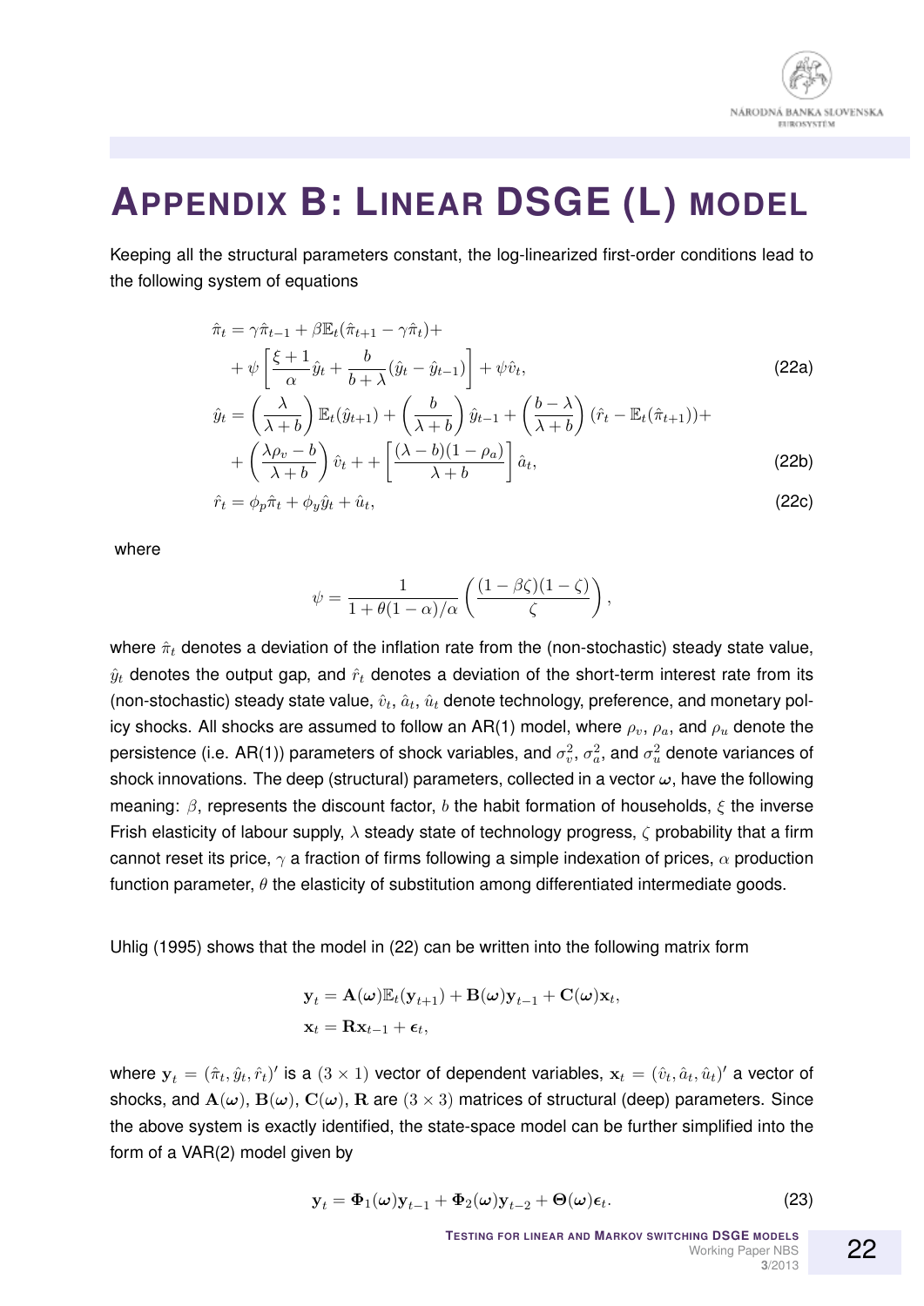# APPENDIX B: LINEAR DSGE (L) MODEL

Keeping all the structural parameters constant, the log-linearized first-order conditions lead to the following system of equations

$$
\begin{aligned}
\hat{\pi}_t &= \gamma\hat{\pi}_{t-1} + \beta\mathbb{E}_t(\hat{\pi}_{t+1} - \gamma\hat{\pi}_t) + \\
&+ \psi\left[\frac{\xi+1}{\alpha}\hat{y}_t + \frac{b}{b+\lambda}(\hat{y}_t - \hat{y}_{t-1})\right] + \psi\hat{v}_t, && \text{(22a)}\\
\hat{y}_t &= \left(\frac{\lambda}{\lambda+b}\right)\mathbb{E}_t(\hat{y}_{t+1}) + \left(\frac{b}{\lambda+b}\right)\hat{y}_{t-1} + \left(\frac{b-\lambda}{\lambda+b}\right)(\hat{r}_t - \mathbb{E}_t(\hat{\pi}_{t+1})) + \\
&+ \left(\frac{\lambda\rho_v - b}{\lambda+b}\right)\hat{v}_t + + \left[\frac{(\lambda-b)(1-\rho_a)}{\lambda+b}\right]\hat{a}_t, && \text{(22b)}\\
\hat{r}_t &= \phi_p\hat{\pi}_t + \phi_y\hat{y}_t + \hat{u}_t, && \text{(22c)}
\end{aligned}
$$

where

$$
\psi = \frac{1}{1+\theta(1-\alpha)/\alpha}\left(\frac{(1-\beta\zeta)(1-\zeta)}{\zeta}\right),
$$

where $\hat{\pi}_t$ denotes a deviation of the inflation rate from the (non-stochastic) steady state value, $\hat{y}_t$ denotes the output gap, and $\hat{r}_t$ denotes a deviation of the short-term interest rate from its (non-stochastic) steady state value, $\hat{v}_t$, $\hat{a}_t$, $\hat{u}_t$ denote technology, preference, and monetary policy shocks. All shocks are assumed to follow an AR(1) model, where $\rho_v$, $\rho_a$, and $\rho_u$ denote the persistence (i.e. AR(1)) parameters of shock variables, and $\sigma_v^2$, $\sigma_a^2$, and $\sigma_u^2$ denote variances of shock innovations. The deep (structural) parameters, collected in a vector $\boldsymbol{\omega}$, have the following meaning: $\beta$, represents the discount factor, $b$ the habit formation of households, $\xi$ the inverse Frish elasticity of labour supply, $\lambda$ steady state of technology progress, $\zeta$ probability that a firm cannot reset its price, $\gamma$ a fraction of firms following a simple indexation of prices, $\alpha$ production function parameter, $\theta$ the elasticity of substitution among differentiated intermediate goods.

Uhlig (1995) shows that the model in (22) can be written into the following matrix form

$$
\begin{aligned}
\mathbf{y}_t &= \mathbf{A}(\boldsymbol{\omega})\mathbb{E}_t(\mathbf{y}_{t+1}) + \mathbf{B}(\boldsymbol{\omega})\mathbf{y}_{t-1} + \mathbf{C}(\boldsymbol{\omega})\mathbf{x}_t,\\
\mathbf{x}_t &= \mathbf{R}\mathbf{x}_{t-1} + \boldsymbol{\epsilon}_t,
\end{aligned}
$$

where $\mathbf{y}_t = (\hat{\pi}_t, \hat{y}_t, \hat{r}_t)'$ is a $(3\times 1)$ vector of dependent variables, $\mathbf{x}_t = (\hat{v}_t, \hat{a}_t, \hat{u}_t)'$ a vector of shocks, and $\mathbf{A}(\boldsymbol{\omega})$, $\mathbf{B}(\boldsymbol{\omega})$, $\mathbf{C}(\boldsymbol{\omega})$, $\mathbf{R}$ are $(3\times 3)$ matrices of structural (deep) parameters. Since the above system is exactly identified, the state-space model can be further simplified into the form of a VAR(2) model given by

$$
\mathbf{y}_t = \boldsymbol{\Phi}_1(\boldsymbol{\omega})\mathbf{y}_{t-1} + \boldsymbol{\Phi}_2(\boldsymbol{\omega})\mathbf{y}_{t-2} + \boldsymbol{\Theta}(\boldsymbol{\omega})\boldsymbol{\epsilon}_t. \tag{23}
$$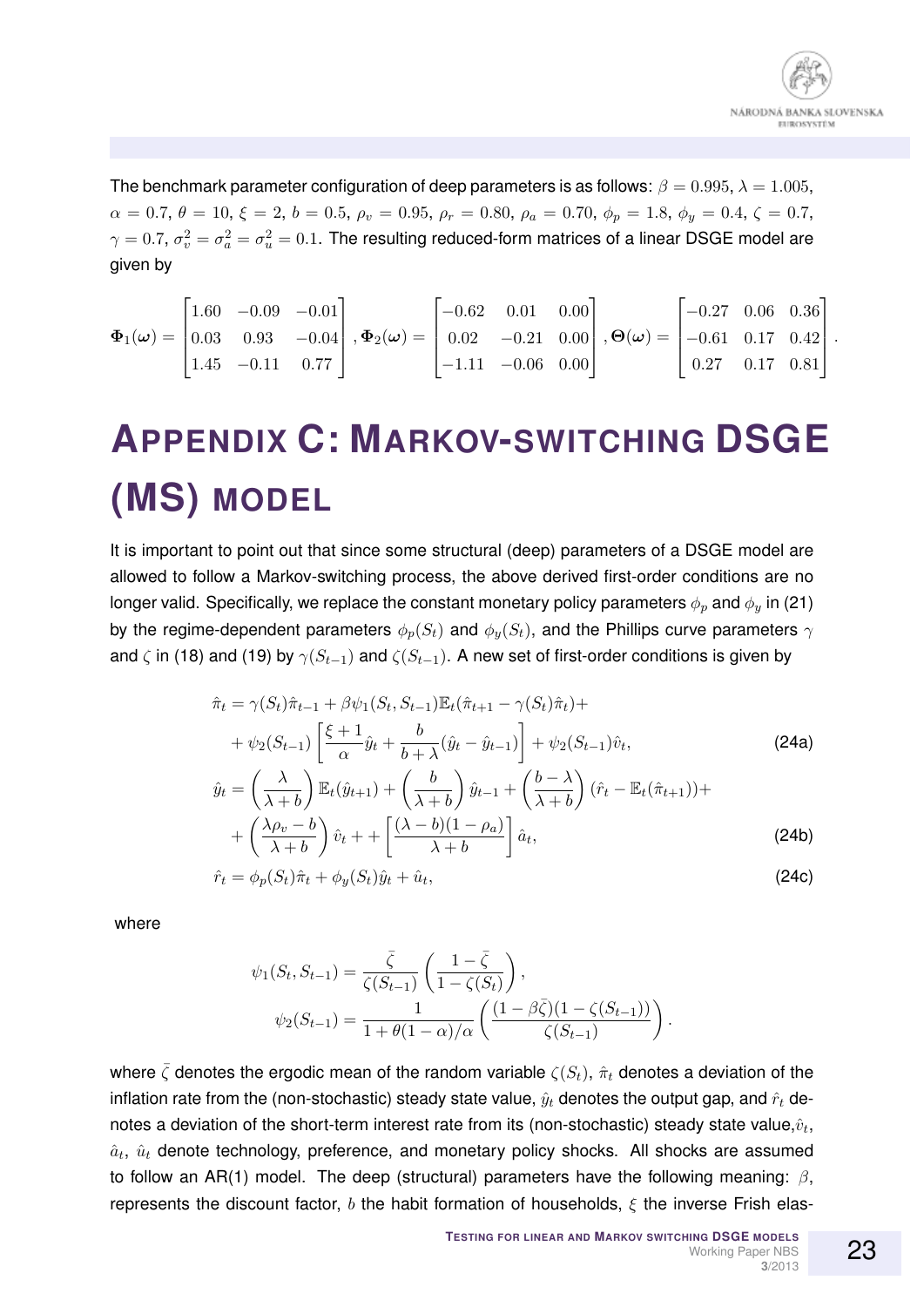The benchmark parameter configuration of deep parameters is as follows: $\beta = 0.995$, $\lambda = 1.005$, $\alpha = 0.7$, $\theta = 10$, $\xi = 2$, $b = 0.5$, $\rho_v = 0.95$, $\rho_r = 0.80$, $\rho_a = 0.70$, $\phi_p = 1.8$, $\phi_y = 0.4$, $\zeta = 0.7$, $\gamma = 0.7$, $\sigma_v^2 = \sigma_a^2 = \sigma_u^2 = 0.1$. The resulting reduced-form matrices of a linear DSGE model are given by

$$\mathbf{\Phi}_1(\boldsymbol{\omega}) = \begin{bmatrix} 1.60 & -0.09 & -0.01 \\ 0.03 & 0.93 & -0.04 \\ 1.45 & -0.11 & 0.77 \end{bmatrix}, \mathbf{\Phi}_2(\boldsymbol{\omega}) = \begin{bmatrix} -0.62 & 0.01 & 0.00 \\ 0.02 & -0.21 & 0.00 \\ -1.11 & -0.06 & 0.00 \end{bmatrix}, \mathbf{\Theta}(\boldsymbol{\omega}) = \begin{bmatrix} -0.27 & 0.06 & 0.36 \\ -0.61 & 0.17 & 0.42 \\ 0.27 & 0.17 & 0.81 \end{bmatrix}.$$

# APPENDIX C: MARKOV-SWITCHING DSGE (MS) MODEL

It is important to point out that since some structural (deep) parameters of a DSGE model are allowed to follow a Markov-switching process, the above derived first-order conditions are no longer valid. Specifically, we replace the constant monetary policy parameters $\phi_p$ and $\phi_y$ in (21) by the regime-dependent parameters $\phi_p(S_t)$ and $\phi_y(S_t)$, and the Phillips curve parameters $\gamma$ and $\zeta$ in (18) and (19) by $\gamma(S_{t-1})$ and $\zeta(S_{t-1})$. A new set of first-order conditions is given by

$$\begin{aligned}
\hat{\pi}_t &= \gamma(S_t)\hat{\pi}_{t-1} + \beta\psi_1(S_t, S_{t-1})\mathbb{E}_t(\hat{\pi}_{t+1} - \gamma(S_t)\hat{\pi}_t) + \\
&+ \psi_2(S_{t-1})\left[\frac{\xi + 1}{\alpha}\hat{y}_t + \frac{b}{b+\lambda}(\hat{y}_t - \hat{y}_{t-1})\right] + \psi_2(S_{t-1})\hat{v}_t, \qquad (24a)\\
\hat{y}_t &= \left(\frac{\lambda}{\lambda + b}\right)\mathbb{E}_t(\hat{y}_{t+1}) + \left(\frac{b}{\lambda + b}\right)\hat{y}_{t-1} + \left(\frac{b-\lambda}{\lambda + b}\right)(\hat{r}_t - \mathbb{E}_t(\hat{\pi}_{t+1})) + \\
&+ \left(\frac{\lambda\rho_v - b}{\lambda + b}\right)\hat{v}_t + + \left[\frac{(\lambda - b)(1-\rho_a)}{\lambda + b}\right]\hat{a}_t, \qquad (24b)\\
\hat{r}_t &= \phi_p(S_t)\hat{\pi}_t + \phi_y(S_t)\hat{y}_t + \hat{u}_t, \qquad (24c)
\end{aligned}$$

where

$$\begin{aligned}
\psi_1(S_t, S_{t-1}) &= \frac{\bar{\zeta}}{\zeta(S_{t-1})}\left(\frac{1-\bar{\zeta}}{1-\zeta(S_t)}\right),\\
\psi_2(S_{t-1}) &= \frac{1}{1 + \theta(1-\alpha)/\alpha}\left(\frac{(1-\beta\bar{\zeta})(1-\zeta(S_{t-1}))}{\zeta(S_{t-1})}\right).
\end{aligned}$$

where $\bar{\zeta}$ denotes the ergodic mean of the random variable $\zeta(S_t)$, $\hat{\pi}_t$ denotes a deviation of the inflation rate from the (non-stochastic) steady state value, $\hat{y}_t$ denotes the output gap, and $\hat{r}_t$ denotes a deviation of the short-term interest rate from its (non-stochastic) steady state value,$\hat{v}_t$, $\hat{a}_t$, $\hat{u}_t$ denote technology, preference, and monetary policy shocks. All shocks are assumed to follow an AR(1) model. The deep (structural) parameters have the following meaning: $\beta$, represents the discount factor, $b$ the habit formation of households, $\xi$ the inverse Frish elas-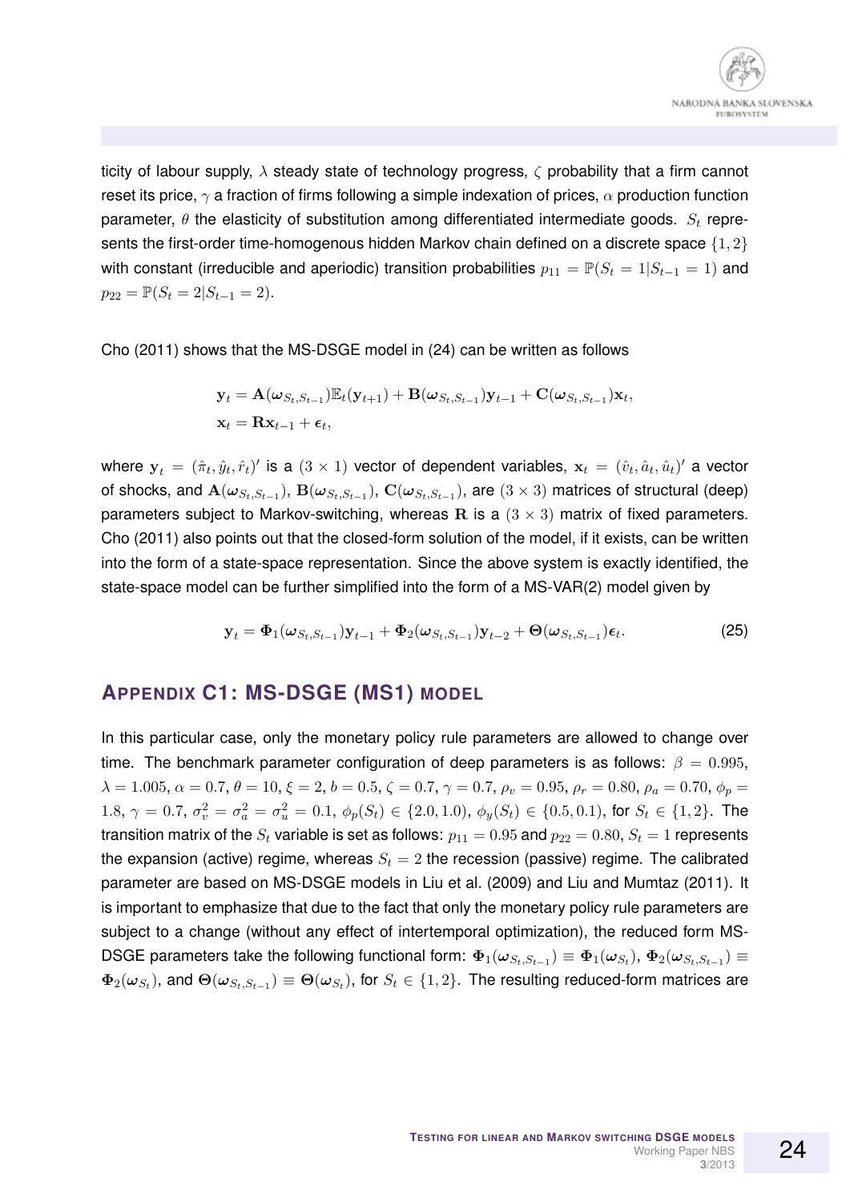ticity of labour supply, $\lambda$ steady state of technology progress, $\zeta$ probability that a firm cannot reset its price, $\gamma$ a fraction of firms following a simple indexation of prices, $\alpha$ production function parameter, $\theta$ the elasticity of substitution among differentiated intermediate goods. $S_t$ represents the first-order time-homogenous hidden Markov chain defined on a discrete space $\{1, 2\}$ with constant (irreducible and aperiodic) transition probabilities $p_{11} = \mathbb{P}(S_t = 1|S_{t-1} = 1)$ and $p_{22} = \mathbb{P}(S_t = 2|S_{t-1} = 2)$.

Cho (2011) shows that the MS-DSGE model in (24) can be written as follows

$$
\begin{aligned}
\mathbf{y}_t &= \mathbf{A}(\boldsymbol{\omega}_{S_t,S_{t-1}})\mathbb{E}_t(\mathbf{y}_{t+1}) + \mathbf{B}(\boldsymbol{\omega}_{S_t,S_{t-1}})\mathbf{y}_{t-1} + \mathbf{C}(\boldsymbol{\omega}_{S_t,S_{t-1}})\mathbf{x}_t, \\
\mathbf{x}_t &= \mathbf{R}\mathbf{x}_{t-1} + \boldsymbol{\epsilon}_t,
\end{aligned}
$$

where $\mathbf{y}_t = (\hat{\pi}_t, \hat{y}_t, \hat{r}_t)'$ is a $(3 \times 1)$ vector of dependent variables, $\mathbf{x}_t = (\hat{v}_t, \hat{a}_t, \hat{u}_t)'$ a vector of shocks, and $\mathbf{A}(\boldsymbol{\omega}_{S_t,S_{t-1}})$, $\mathbf{B}(\boldsymbol{\omega}_{S_t,S_{t-1}})$, $\mathbf{C}(\boldsymbol{\omega}_{S_t,S_{t-1}})$, are $(3 \times 3)$ matrices of structural (deep) parameters subject to Markov-switching, whereas $\mathbf{R}$ is a $(3 \times 3)$ matrix of fixed parameters. Cho (2011) also points out that the closed-form solution of the model, if it exists, can be written into the form of a state-space representation. Since the above system is exactly identified, the state-space model can be further simplified into the form of a MS-VAR(2) model given by

$$
\mathbf{y}_t = \boldsymbol{\Phi}_1(\boldsymbol{\omega}_{S_t,S_{t-1}})\mathbf{y}_{t-1} + \boldsymbol{\Phi}_2(\boldsymbol{\omega}_{S_t,S_{t-1}})\mathbf{y}_{t-2} + \boldsymbol{\Theta}(\boldsymbol{\omega}_{S_t,S_{t-1}})\boldsymbol{\epsilon}_t. \tag{25}
$$

## APPENDIX C1: MS-DSGE (MS1) MODEL

In this particular case, only the monetary policy rule parameters are allowed to change over time. The benchmark parameter configuration of deep parameters is as follows: $\beta = 0.995$, $\lambda = 1.005$, $\alpha = 0.7$, $\theta = 10$, $\xi = 2$, $b = 0.5$, $\zeta = 0.7$, $\gamma = 0.7$, $\rho_v = 0.95$, $\rho_r = 0.80$, $\rho_a = 0.70$, $\phi_p = 1.8$, $\gamma = 0.7$, $\sigma_v^2 = \sigma_a^2 = \sigma_u^2 = 0.1$, $\phi_p(S_t) \in \{2.0, 1.0\}$, $\phi_y(S_t) \in \{0.5, 0.1\}$, for $S_t \in \{1, 2\}$. The transition matrix of the $S_t$ variable is set as follows: $p_{11} = 0.95$ and $p_{22} = 0.80$, $S_t = 1$ represents the expansion (active) regime, whereas $S_t = 2$ the recession (passive) regime. The calibrated parameter are based on MS-DSGE models in Liu et al. (2009) and Liu and Mumtaz (2011). It is important to emphasize that due to the fact that only the monetary policy rule parameters are subject to a change (without any effect of intertemporal optimization), the reduced form MS-DSGE parameters take the following functional form: $\boldsymbol{\Phi}_1(\boldsymbol{\omega}_{S_t,S_{t-1}}) \equiv \boldsymbol{\Phi}_1(\boldsymbol{\omega}_{S_t})$, $\boldsymbol{\Phi}_2(\boldsymbol{\omega}_{S_t,S_{t-1}}) \equiv \boldsymbol{\Phi}_2(\boldsymbol{\omega}_{S_t})$, and $\boldsymbol{\Theta}(\boldsymbol{\omega}_{S_t,S_{t-1}}) \equiv \boldsymbol{\Theta}(\boldsymbol{\omega}_{S_t})$, for $S_t \in \{1, 2\}$. The resulting reduced-form matrices are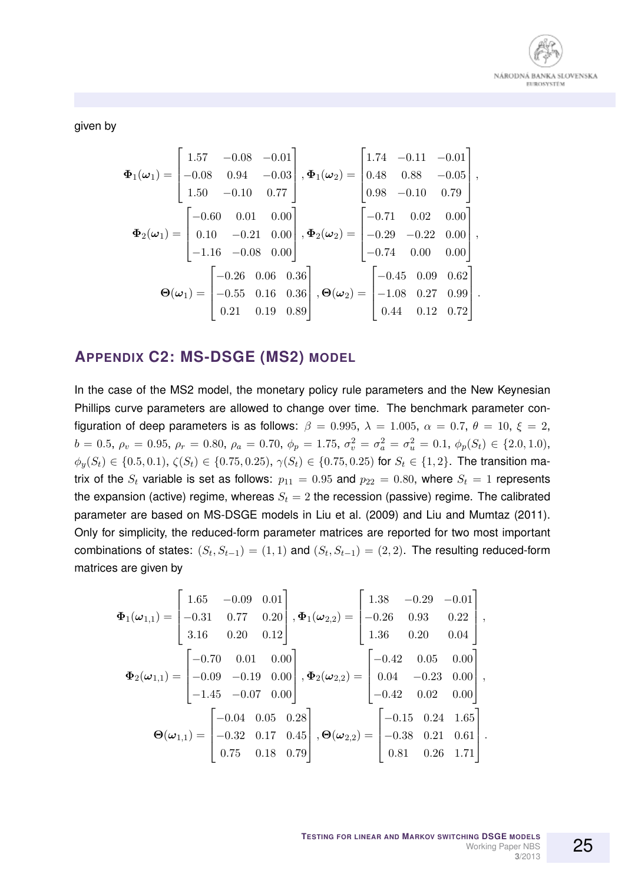given by

$$\boldsymbol{\Phi}_1(\boldsymbol{\omega}_1) = \begin{bmatrix} 1.57 & -0.08 & -0.01 \\ -0.08 & 0.94 & -0.03 \\ 1.50 & -0.10 & 0.77 \end{bmatrix}, \boldsymbol{\Phi}_1(\boldsymbol{\omega}_2) = \begin{bmatrix} 1.74 & -0.11 & -0.01 \\ 0.48 & 0.88 & -0.05 \\ 0.98 & -0.10 & 0.79 \end{bmatrix},$$

$$\boldsymbol{\Phi}_2(\boldsymbol{\omega}_1) = \begin{bmatrix} -0.60 & 0.01 & 0.00 \\ 0.10 & -0.21 & 0.00 \\ -1.16 & -0.08 & 0.00 \end{bmatrix}, \boldsymbol{\Phi}_2(\boldsymbol{\omega}_2) = \begin{bmatrix} -0.71 & 0.02 & 0.00 \\ -0.29 & -0.22 & 0.00 \\ -0.74 & 0.00 & 0.00 \end{bmatrix},$$

$$\boldsymbol{\Theta}(\boldsymbol{\omega}_1) = \begin{bmatrix} -0.26 & 0.06 & 0.36 \\ -0.55 & 0.16 & 0.36 \\ 0.21 & 0.19 & 0.89 \end{bmatrix}, \boldsymbol{\Theta}(\boldsymbol{\omega}_2) = \begin{bmatrix} -0.45 & 0.09 & 0.62 \\ -1.08 & 0.27 & 0.99 \\ 0.44 & 0.12 & 0.72 \end{bmatrix}.$$

## APPENDIX C2: MS-DSGE (MS2) MODEL

In the case of the MS2 model, the monetary policy rule parameters and the New Keynesian Phillips curve parameters are allowed to change over time. The benchmark parameter configuration of deep parameters is as follows: $\beta = 0.995$, $\lambda = 1.005$, $\alpha = 0.7$, $\theta = 10$, $\xi = 2$, $b = 0.5$, $\rho_v = 0.95$, $\rho_r = 0.80$, $\rho_a = 0.70$, $\phi_p = 1.75$, $\sigma_v^2 = \sigma_a^2 = \sigma_u^2 = 0.1$, $\phi_p(S_t) \in \{2.0, 1.0\}$, $\phi_y(S_t) \in \{0.5, 0.1\}$, $\zeta(S_t) \in \{0.75, 0.25\}$, $\gamma(S_t) \in \{0.75, 0.25\}$ for $S_t \in \{1, 2\}$. The transition matrix of the $S_t$ variable is set as follows: $p_{11} = 0.95$ and $p_{22} = 0.80$, where $S_t = 1$ represents the expansion (active) regime, whereas $S_t = 2$ the recession (passive) regime. The calibrated parameter are based on MS-DSGE models in Liu et al. (2009) and Liu and Mumtaz (2011). Only for simplicity, the reduced-form parameter matrices are reported for two most important combinations of states: $(S_t, S_{t-1}) = (1, 1)$ and $(S_t, S_{t-1}) = (2, 2)$. The resulting reduced-form matrices are given by

$$\boldsymbol{\Phi}_1(\boldsymbol{\omega}_{1,1}) = \begin{bmatrix} 1.65 & -0.09 & 0.01 \\ -0.31 & 0.77 & 0.20 \\ 3.16 & 0.20 & 0.12 \end{bmatrix}, \boldsymbol{\Phi}_1(\boldsymbol{\omega}_{2,2}) = \begin{bmatrix} 1.38 & -0.29 & -0.01 \\ -0.26 & 0.93 & 0.22 \\ 1.36 & 0.20 & 0.04 \end{bmatrix},$$

$$\boldsymbol{\Phi}_2(\boldsymbol{\omega}_{1,1}) = \begin{bmatrix} -0.70 & 0.01 & 0.00 \\ -0.09 & -0.19 & 0.00 \\ -1.45 & -0.07 & 0.00 \end{bmatrix}, \boldsymbol{\Phi}_2(\boldsymbol{\omega}_{2,2}) = \begin{bmatrix} -0.42 & 0.05 & 0.00 \\ 0.04 & -0.23 & 0.00 \\ -0.42 & 0.02 & 0.00 \end{bmatrix},$$

$$\boldsymbol{\Theta}(\boldsymbol{\omega}_{1,1}) = \begin{bmatrix} -0.04 & 0.05 & 0.28 \\ -0.32 & 0.17 & 0.45 \\ 0.75 & 0.18 & 0.79 \end{bmatrix}, \boldsymbol{\Theta}(\boldsymbol{\omega}_{2,2}) = \begin{bmatrix} -0.15 & 0.24 & 1.65 \\ -0.38 & 0.21 & 0.61 \\ 0.81 & 0.26 & 1.71 \end{bmatrix}.$$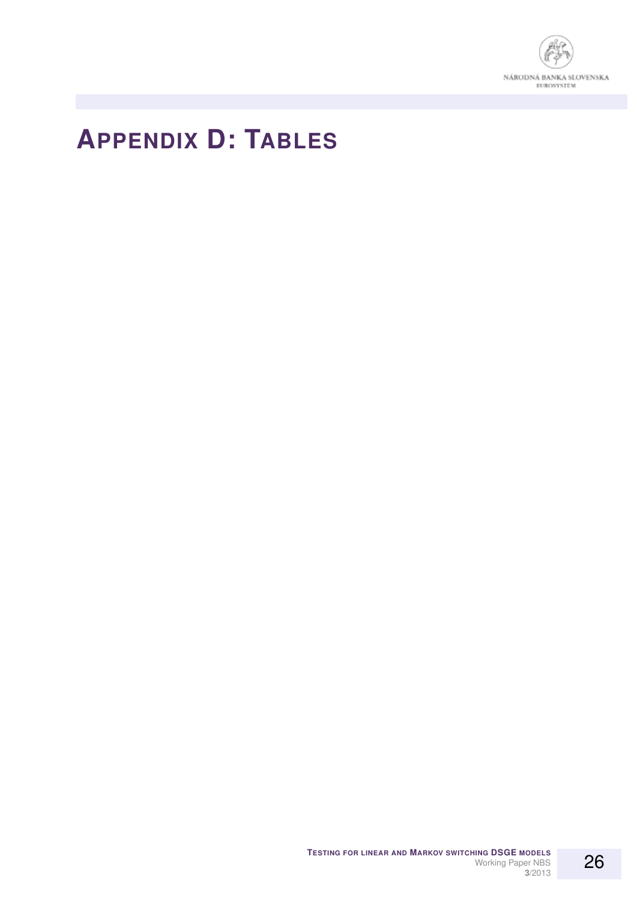# APPENDIX D: TABLES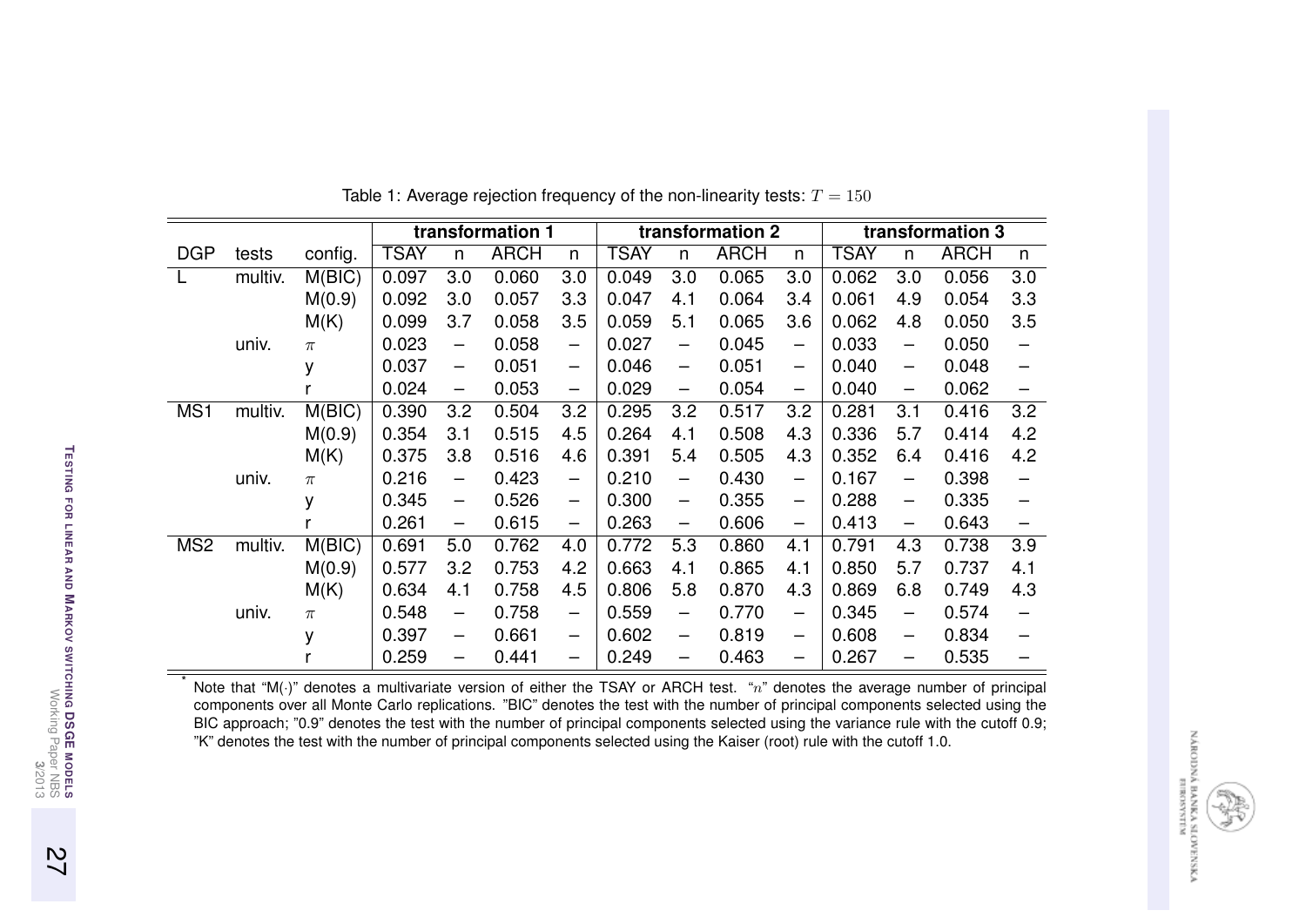Table 1: Average rejection frequency of the non-linearity tests: $T = 150$

| | | | **transformation 1** | | | | **transformation 2** | | | | **transformation 3** | | | |
|---|---|---|---|---|---|---|---|---|---|---|---|---|---|---|
| DGP | tests | config. | TSAY | n | ARCH | n | TSAY | n | ARCH | n | TSAY | n | ARCH | n |
| L | multiv. | M(BIC) | 0.097 | 3.0 | 0.060 | 3.0 | 0.049 | 3.0 | 0.065 | 3.0 | 0.062 | 3.0 | 0.056 | 3.0 |
| | | M(0.9) | 0.092 | 3.0 | 0.057 | 3.3 | 0.047 | 4.1 | 0.064 | 3.4 | 0.061 | 4.9 | 0.054 | 3.3 |
| | | M(K) | 0.099 | 3.7 | 0.058 | 3.5 | 0.059 | 5.1 | 0.065 | 3.6 | 0.062 | 4.8 | 0.050 | 3.5 |
| | univ. | $\pi$ | 0.023 | – | 0.058 | – | 0.027 | – | 0.045 | – | 0.033 | – | 0.050 | – |
| | | y | 0.037 | – | 0.051 | – | 0.046 | – | 0.051 | – | 0.040 | – | 0.048 | – |
| | | r | 0.024 | – | 0.053 | – | 0.029 | – | 0.054 | – | 0.040 | – | 0.062 | – |
| MS1 | multiv. | M(BIC) | 0.390 | 3.2 | 0.504 | 3.2 | 0.295 | 3.2 | 0.517 | 3.2 | 0.281 | 3.1 | 0.416 | 3.2 |
| | | M(0.9) | 0.354 | 3.1 | 0.515 | 4.5 | 0.264 | 4.1 | 0.508 | 4.3 | 0.336 | 5.7 | 0.414 | 4.2 |
| | | M(K) | 0.375 | 3.8 | 0.516 | 4.6 | 0.391 | 5.4 | 0.505 | 4.3 | 0.352 | 6.4 | 0.416 | 4.2 |
| | univ. | $\pi$ | 0.216 | – | 0.423 | – | 0.210 | – | 0.430 | – | 0.167 | – | 0.398 | – |
| | | y | 0.345 | – | 0.526 | – | 0.300 | – | 0.355 | – | 0.288 | – | 0.335 | – |
| | | r | 0.261 | – | 0.615 | – | 0.263 | – | 0.606 | – | 0.413 | – | 0.643 | – |
| MS2 | multiv. | M(BIC) | 0.691 | 5.0 | 0.762 | 4.0 | 0.772 | 5.3 | 0.860 | 4.1 | 0.791 | 4.3 | 0.738 | 3.9 |
| | | M(0.9) | 0.577 | 3.2 | 0.753 | 4.2 | 0.663 | 4.1 | 0.865 | 4.1 | 0.850 | 5.7 | 0.737 | 4.1 |
| | | M(K) | 0.634 | 4.1 | 0.758 | 4.5 | 0.806 | 5.8 | 0.870 | 4.3 | 0.869 | 6.8 | 0.749 | 4.3 |
| | univ. | $\pi$ | 0.548 | – | 0.758 | – | 0.559 | – | 0.770 | – | 0.345 | – | 0.574 | – |
| | | y | 0.397 | – | 0.661 | – | 0.602 | – | 0.819 | – | 0.608 | – | 0.834 | – |
| | | r | 0.259 | – | 0.441 | – | 0.249 | – | 0.463 | – | 0.267 | – | 0.535 | – |

[*] Note that "M(·)" denotes a multivariate version of either the TSAY or ARCH test. "$n$" denotes the average number of principal components over all Monte Carlo replications. "BIC" denotes the test with the number of principal components selected using the BIC approach; "0.9" denotes the test with the number of principal components selected using the variance rule with the cutoff 0.9; "K" denotes the test with the number of principal components selected using the Kaiser (root) rule with the cutoff 1.0.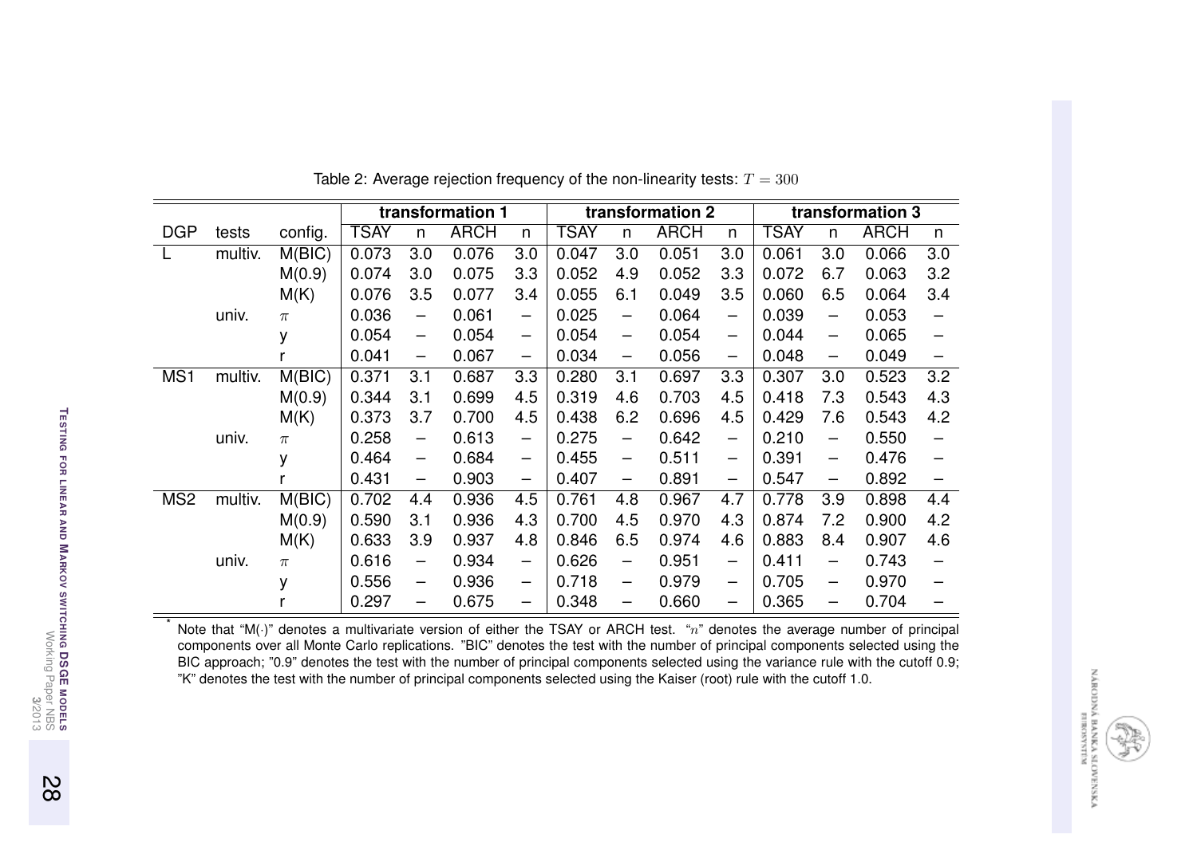Table 2: Average rejection frequency of the non-linearity tests: $T = 300$

| DGP | tests | config. | transformation 1 | | | | transformation 2 | | | | transformation 3 | | | |
|---|---|---|---|---|---|---|---|---|---|---|---|---|---|---|
| | | | TSAY | n | ARCH | n | TSAY | n | ARCH | n | TSAY | n | ARCH | n |
| L | multiv. | M(BIC) | 0.073 | 3.0 | 0.076 | 3.0 | 0.047 | 3.0 | 0.051 | 3.0 | 0.061 | 3.0 | 0.066 | 3.0 |
| | | M(0.9) | 0.074 | 3.0 | 0.075 | 3.3 | 0.052 | 4.9 | 0.052 | 3.3 | 0.072 | 6.7 | 0.063 | 3.2 |
| | | M(K) | 0.076 | 3.5 | 0.077 | 3.4 | 0.055 | 6.1 | 0.049 | 3.5 | 0.060 | 6.5 | 0.064 | 3.4 |
| | univ. | $\pi$ | 0.036 | – | 0.061 | – | 0.025 | – | 0.064 | – | 0.039 | – | 0.053 | – |
| | | y | 0.054 | – | 0.054 | – | 0.054 | – | 0.054 | – | 0.044 | – | 0.065 | – |
| | | r | 0.041 | – | 0.067 | – | 0.034 | – | 0.056 | – | 0.048 | – | 0.049 | – |
| MS1 | multiv. | M(BIC) | 0.371 | 3.1 | 0.687 | 3.3 | 0.280 | 3.1 | 0.697 | 3.3 | 0.307 | 3.0 | 0.523 | 3.2 |
| | | M(0.9) | 0.344 | 3.1 | 0.699 | 4.5 | 0.319 | 4.6 | 0.703 | 4.5 | 0.418 | 7.3 | 0.543 | 4.3 |
| | | M(K) | 0.373 | 3.7 | 0.700 | 4.5 | 0.438 | 6.2 | 0.696 | 4.5 | 0.429 | 7.6 | 0.543 | 4.2 |
| | univ. | $\pi$ | 0.258 | – | 0.613 | – | 0.275 | – | 0.642 | – | 0.210 | – | 0.550 | – |
| | | y | 0.464 | – | 0.684 | – | 0.455 | – | 0.511 | – | 0.391 | – | 0.476 | – |
| | | r | 0.431 | – | 0.903 | – | 0.407 | – | 0.891 | – | 0.547 | – | 0.892 | – |
| MS2 | multiv. | M(BIC) | 0.702 | 4.4 | 0.936 | 4.5 | 0.761 | 4.8 | 0.967 | 4.7 | 0.778 | 3.9 | 0.898 | 4.4 |
| | | M(0.9) | 0.590 | 3.1 | 0.936 | 4.3 | 0.700 | 4.5 | 0.970 | 4.3 | 0.874 | 7.2 | 0.900 | 4.2 |
| | | M(K) | 0.633 | 3.9 | 0.937 | 4.8 | 0.846 | 6.5 | 0.974 | 4.6 | 0.883 | 8.4 | 0.907 | 4.6 |
| | univ. | $\pi$ | 0.616 | – | 0.934 | – | 0.626 | – | 0.951 | – | 0.411 | – | 0.743 | – |
| | | y | 0.556 | – | 0.936 | – | 0.718 | – | 0.979 | – | 0.705 | – | 0.970 | – |
| | | r | 0.297 | – | 0.675 | – | 0.348 | – | 0.660 | – | 0.365 | – | 0.704 | – |

* Note that "M(·)" denotes a multivariate version of either the TSAY or ARCH test. "$n$" denotes the average number of principal components over all Monte Carlo replications. "BIC" denotes the test with the number of principal components selected using the BIC approach; "0.9" denotes the test with the number of principal components selected using the variance rule with the cutoff 0.9; "K" denotes the test with the number of principal components selected using the Kaiser (root) rule with the cutoff 1.0.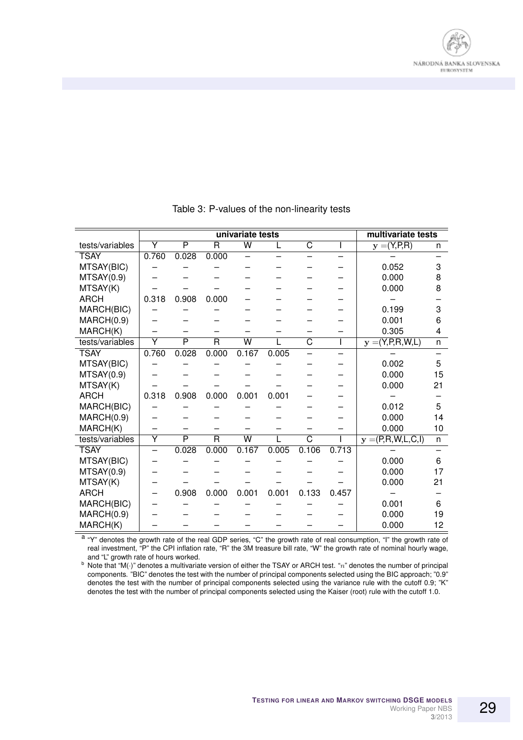Table 3: P-values of the non-linearity tests

| | univariate tests | | | | | | | multivariate tests | |
|---|---|---|---|---|---|---|---|---|---|
| tests/variables | Y | P | R | W | L | C | I | $\mathbf{y}$ =(Y,P,R) | n |
| TSAY | 0.760 | 0.028 | 0.000 | – | – | – | – | – | – |
| MTSAY(BIC) | – | – | – | – | – | – | – | 0.052 | 3 |
| MTSAY(0.9) | – | – | – | – | – | – | – | 0.000 | 8 |
| MTSAY(K) | – | – | – | – | – | – | – | 0.000 | 8 |
| ARCH | 0.318 | 0.908 | 0.000 | – | – | – | – | – | – |
| MARCH(BIC) | – | – | – | – | – | – | – | 0.199 | 3 |
| MARCH(0.9) | – | – | – | – | – | – | – | 0.001 | 6 |
| MARCH(K) | – | – | – | – | – | – | – | 0.305 | 4 |
| tests/variables | Y | P | R | W | L | C | I | $\mathbf{y}$ =(Y,P,R,W,L) | n |
| TSAY | 0.760 | 0.028 | 0.000 | 0.167 | 0.005 | – | – | – | – |
| MTSAY(BIC) | – | – | – | – | – | – | – | 0.002 | 5 |
| MTSAY(0.9) | – | – | – | – | – | – | – | 0.000 | 15 |
| MTSAY(K) | – | – | – | – | – | – | – | 0.000 | 21 |
| ARCH | 0.318 | 0.908 | 0.000 | 0.001 | 0.001 | – | – | – | – |
| MARCH(BIC) | – | – | – | – | – | – | – | 0.012 | 5 |
| MARCH(0.9) | – | – | – | – | – | – | – | 0.000 | 14 |
| MARCH(K) | – | – | – | – | – | – | – | 0.000 | 10 |
| tests/variables | Y | P | R | W | L | C | I | $\mathbf{y}$ =(P,R,W,L,C,I) | n |
| TSAY | – | 0.028 | 0.000 | 0.167 | 0.005 | 0.106 | 0.713 | – | – |
| MTSAY(BIC) | – | – | – | – | – | – | – | 0.000 | 6 |
| MTSAY(0.9) | – | – | – | – | – | – | – | 0.000 | 17 |
| MTSAY(K) | – | – | – | – | – | – | – | 0.000 | 21 |
| ARCH | – | 0.908 | 0.000 | 0.001 | 0.001 | 0.133 | 0.457 | – | – |
| MARCH(BIC) | – | – | – | – | – | – | – | 0.001 | 6 |
| MARCH(0.9) | – | – | – | – | – | – | – | 0.000 | 19 |
| MARCH(K) | – | – | – | – | – | – | – | 0.000 | 12 |

[a] "Y" denotes the growth rate of the real GDP series, "C" the growth rate of real consumption, "I" the growth rate of real investment, "P" the CPI inflation rate, "R" the 3M treasure bill rate, "W" the growth rate of nominal hourly wage, and "L" growth rate of hours worked.

[b] Note that "M(·)" denotes a multivariate version of either the TSAY or ARCH test. "$n$" denotes the number of principal components. "BIC" denotes the test with the number of principal components selected using the BIC approach; "0.9" denotes the test with the number of principal components selected using the variance rule with the cutoff 0.9; "K" denotes the test with the number of principal components selected using the Kaiser (root) rule with the cutoff 1.0.